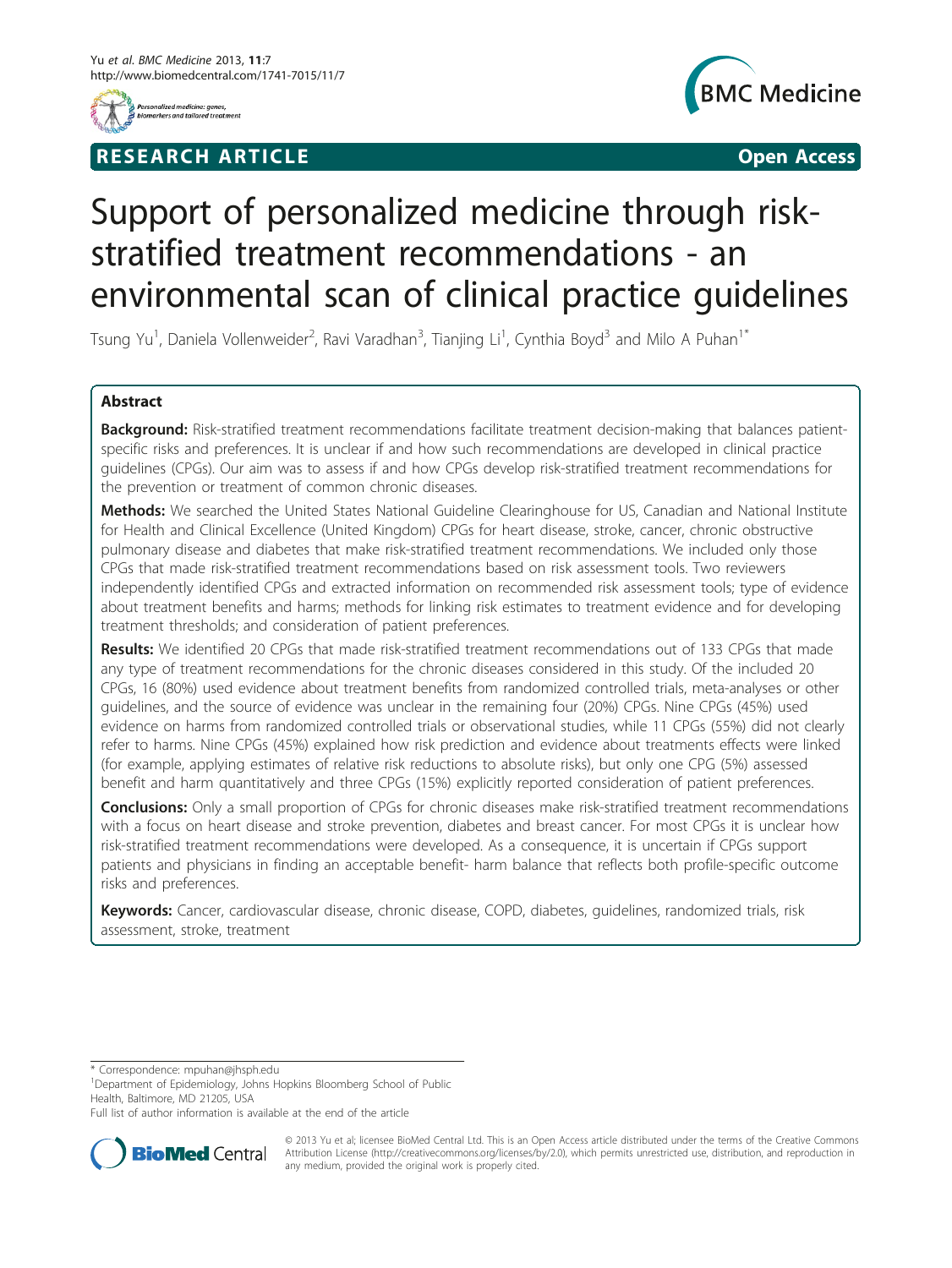RESEARCH ARTICLE **Open Access**

# Support of personalized medicine through risk-stratified treatment recommendations - an environmental scan of clinical practice guidelines

Tsung Yu[1], Daniela Vollenweider[2], Ravi Varadhan[3], Tianjing Li[1], Cynthia Boyd[3] and Milo A Puhan[1*]

## Abstract

**Background:** Risk-stratified treatment recommendations facilitate treatment decision-making that balances patient-specific risks and preferences. It is unclear if and how such recommendations are developed in clinical practice guidelines (CPGs). Our aim was to assess if and how CPGs develop risk-stratified treatment recommendations for the prevention or treatment of common chronic diseases.

**Methods:** We searched the United States National Guideline Clearinghouse for US, Canadian and National Institute for Health and Clinical Excellence (United Kingdom) CPGs for heart disease, stroke, cancer, chronic obstructive pulmonary disease and diabetes that make risk-stratified treatment recommendations. We included only those CPGs that made risk-stratified treatment recommendations based on risk assessment tools. Two reviewers independently identified CPGs and extracted information on recommended risk assessment tools; type of evidence about treatment benefits and harms; methods for linking risk estimates to treatment evidence and for developing treatment thresholds; and consideration of patient preferences.

**Results:** We identified 20 CPGs that made risk-stratified treatment recommendations out of 133 CPGs that made any type of treatment recommendations for the chronic diseases considered in this study. Of the included 20 CPGs, 16 (80%) used evidence about treatment benefits from randomized controlled trials, meta-analyses or other guidelines, and the source of evidence was unclear in the remaining four (20%) CPGs. Nine CPGs (45%) used evidence on harms from randomized controlled trials or observational studies, while 11 CPGs (55%) did not clearly refer to harms. Nine CPGs (45%) explained how risk prediction and evidence about treatments effects were linked (for example, applying estimates of relative risk reductions to absolute risks), but only one CPG (5%) assessed benefit and harm quantitatively and three CPGs (15%) explicitly reported consideration of patient preferences.

**Conclusions:** Only a small proportion of CPGs for chronic diseases make risk-stratified treatment recommendations with a focus on heart disease and stroke prevention, diabetes and breast cancer. For most CPGs it is unclear how risk-stratified treatment recommendations were developed. As a consequence, it is uncertain if CPGs support patients and physicians in finding an acceptable benefit- harm balance that reflects both profile-specific outcome risks and preferences.

**Keywords:** Cancer, cardiovascular disease, chronic disease, COPD, diabetes, guidelines, randomized trials, risk assessment, stroke, treatment

---

* Correspondence: mpuhan@jhsph.edu
[1]Department of Epidemiology, Johns Hopkins Bloomberg School of Public Health, Baltimore, MD 21205, USA
Full list of author information is available at the end of the article

© 2013 Yu et al; licensee BioMed Central Ltd. This is an Open Access article distributed under the terms of the Creative Commons Attribution License (http://creativecommons.org/licenses/by/2.0), which permits unrestricted use, distribution, and reproduction in any medium, provided the original work is properly cited.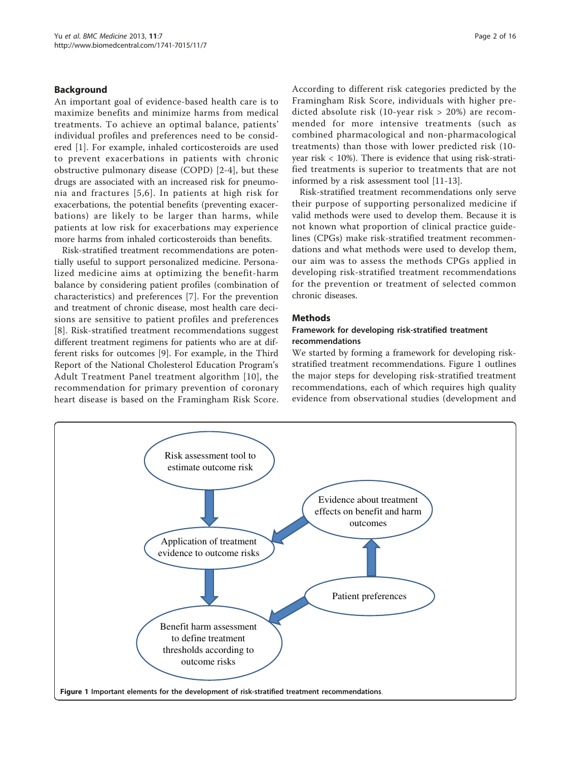## Background

An important goal of evidence-based health care is to maximize benefits and minimize harms from medical treatments. To achieve an optimal balance, patients' individual profiles and preferences need to be considered [1]. For example, inhaled corticosteroids are used to prevent exacerbations in patients with chronic obstructive pulmonary disease (COPD) [2-4], but these drugs are associated with an increased risk for pneumonia and fractures [5,6]. In patients at high risk for exacerbations, the potential benefits (preventing exacerbations) are likely to be larger than harms, while patients at low risk for exacerbations may experience more harms from inhaled corticosteroids than benefits.

Risk-stratified treatment recommendations are potentially useful to support personalized medicine. Personalized medicine aims at optimizing the benefit-harm balance by considering patient profiles (combination of characteristics) and preferences [7]. For the prevention and treatment of chronic disease, most health care decisions are sensitive to patient profiles and preferences [8]. Risk-stratified treatment recommendations suggest different treatment regimens for patients who are at different risks for outcomes [9]. For example, in the Third Report of the National Cholesterol Education Program's Adult Treatment Panel treatment algorithm [10], the recommendation for primary prevention of coronary heart disease is based on the Framingham Risk Score. According to different risk categories predicted by the Framingham Risk Score, individuals with higher predicted absolute risk (10-year risk > 20%) are recommended for more intensive treatments (such as combined pharmacological and non-pharmacological treatments) than those with lower predicted risk (10-year risk < 10%). There is evidence that using risk-stratified treatments is superior to treatments that are not informed by a risk assessment tool [11-13].

Risk-stratified treatment recommendations only serve their purpose of supporting personalized medicine if valid methods were used to develop them. Because it is not known what proportion of clinical practice guidelines (CPGs) make risk-stratified treatment recommendations and what methods were used to develop them, our aim was to assess the methods CPGs applied in developing risk-stratified treatment recommendations for the prevention or treatment of selected common chronic diseases.

## Methods

### Framework for developing risk-stratified treatment recommendations

We started by forming a framework for developing risk-stratified treatment recommendations. Figure 1 outlines the major steps for developing risk-stratified treatment recommendations, each of which requires high quality evidence from observational studies (development and

Risk assessment tool to estimate outcome risk → Application of treatment evidence to outcome risks → Benefit harm assessment to define treatment thresholds according to outcome risks

Evidence about treatment effects on benefit and harm outcomes → Application of treatment evidence to outcome risks

Patient preferences → Evidence about treatment effects on benefit and harm outcomes; Patient preferences → Benefit harm assessment to define treatment thresholds according to outcome risks

**Figure 1 Important elements for the development of risk-stratified treatment recommendations.**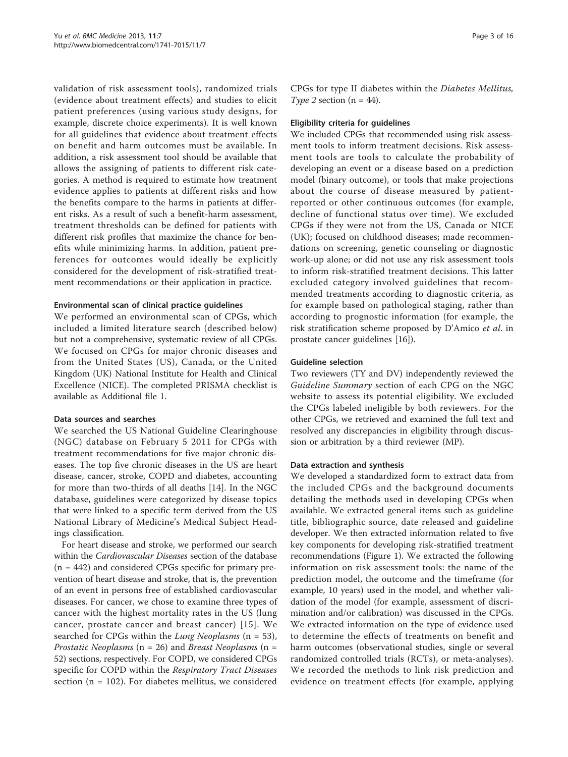validation of risk assessment tools), randomized trials (evidence about treatment effects) and studies to elicit patient preferences (using various study designs, for example, discrete choice experiments). It is well known for all guidelines that evidence about treatment effects on benefit and harm outcomes must be available. In addition, a risk assessment tool should be available that allows the assigning of patients to different risk categories. A method is required to estimate how treatment evidence applies to patients at different risks and how the benefits compare to the harms in patients at different risks. As a result of such a benefit-harm assessment, treatment thresholds can be defined for patients with different risk profiles that maximize the chance for benefits while minimizing harms. In addition, patient preferences for outcomes would ideally be explicitly considered for the development of risk-stratified treatment recommendations or their application in practice.

#### Environmental scan of clinical practice guidelines

We performed an environmental scan of CPGs, which included a limited literature search (described below) but not a comprehensive, systematic review of all CPGs. We focused on CPGs for major chronic diseases and from the United States (US), Canada, or the United Kingdom (UK) National Institute for Health and Clinical Excellence (NICE). The completed PRISMA checklist is available as Additional file 1.

#### Data sources and searches

We searched the US National Guideline Clearinghouse (NGC) database on February 5 2011 for CPGs with treatment recommendations for five major chronic diseases. The top five chronic diseases in the US are heart disease, cancer, stroke, COPD and diabetes, accounting for more than two-thirds of all deaths [14]. In the NGC database, guidelines were categorized by disease topics that were linked to a specific term derived from the US National Library of Medicine's Medical Subject Headings classification.

For heart disease and stroke, we performed our search within the *Cardiovascular Diseases* section of the database (n = 442) and considered CPGs specific for primary prevention of heart disease and stroke, that is, the prevention of an event in persons free of established cardiovascular diseases. For cancer, we chose to examine three types of cancer with the highest mortality rates in the US (lung cancer, prostate cancer and breast cancer) [15]. We searched for CPGs within the *Lung Neoplasms* (n = 53), *Prostatic Neoplasms* (n = 26) and *Breast Neoplasms* (n = 52) sections, respectively. For COPD, we considered CPGs specific for COPD within the *Respiratory Tract Diseases* section (n = 102). For diabetes mellitus, we considered CPGs for type II diabetes within the *Diabetes Mellitus, Type 2* section (n = 44).

#### Eligibility criteria for guidelines

We included CPGs that recommended using risk assessment tools to inform treatment decisions. Risk assessment tools are tools to calculate the probability of developing an event or a disease based on a prediction model (binary outcome), or tools that make projections about the course of disease measured by patient-reported or other continuous outcomes (for example, decline of functional status over time). We excluded CPGs if they were not from the US, Canada or NICE (UK); focused on childhood diseases; made recommendations on screening, genetic counseling or diagnostic work-up alone; or did not use any risk assessment tools to inform risk-stratified treatment decisions. This latter excluded category involved guidelines that recommended treatments according to diagnostic criteria, as for example based on pathological staging, rather than according to prognostic information (for example, the risk stratification scheme proposed by D'Amico *et al*. in prostate cancer guidelines [16]).

#### Guideline selection

Two reviewers (TY and DV) independently reviewed the *Guideline Summary* section of each CPG on the NGC website to assess its potential eligibility. We excluded the CPGs labeled ineligible by both reviewers. For the other CPGs, we retrieved and examined the full text and resolved any discrepancies in eligibility through discussion or arbitration by a third reviewer (MP).

#### Data extraction and synthesis

We developed a standardized form to extract data from the included CPGs and the background documents detailing the methods used in developing CPGs when available. We extracted general items such as guideline title, bibliographic source, date released and guideline developer. We then extracted information related to five key components for developing risk-stratified treatment recommendations (Figure 1). We extracted the following information on risk assessment tools: the name of the prediction model, the outcome and the timeframe (for example, 10 years) used in the model, and whether validation of the model (for example, assessment of discrimination and/or calibration) was discussed in the CPGs. We extracted information on the type of evidence used to determine the effects of treatments on benefit and harm outcomes (observational studies, single or several randomized controlled trials (RCTs), or meta-analyses). We recorded the methods to link risk prediction and evidence on treatment effects (for example, applying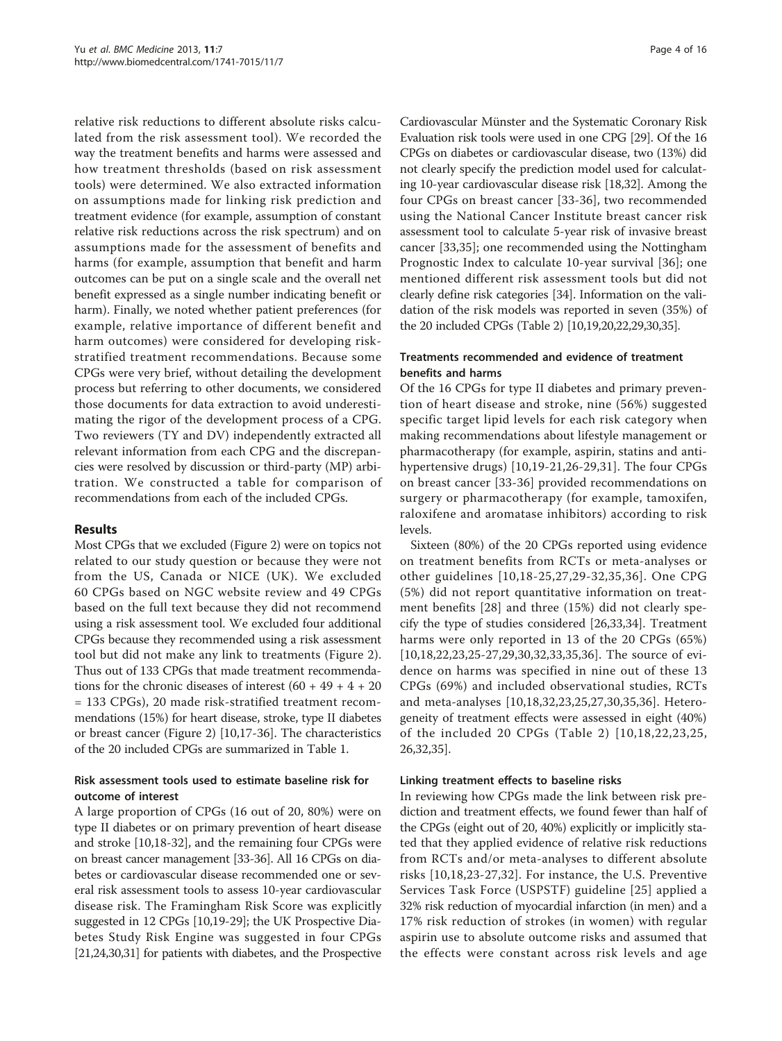relative risk reductions to different absolute risks calculated from the risk assessment tool). We recorded the way the treatment benefits and harms were assessed and how treatment thresholds (based on risk assessment tools) were determined. We also extracted information on assumptions made for linking risk prediction and treatment evidence (for example, assumption of constant relative risk reductions across the risk spectrum) and on assumptions made for the assessment of benefits and harms (for example, assumption that benefit and harm outcomes can be put on a single scale and the overall net benefit expressed as a single number indicating benefit or harm). Finally, we noted whether patient preferences (for example, relative importance of different benefit and harm outcomes) were considered for developing risk-stratified treatment recommendations. Because some CPGs were very brief, without detailing the development process but referring to other documents, we considered those documents for data extraction to avoid underestimating the rigor of the development process of a CPG. Two reviewers (TY and DV) independently extracted all relevant information from each CPG and the discrepancies were resolved by discussion or third-party (MP) arbitration. We constructed a table for comparison of recommendations from each of the included CPGs.

## Results

Most CPGs that we excluded (Figure 2) were on topics not related to our study question or because they were not from the US, Canada or NICE (UK). We excluded 60 CPGs based on NGC website review and 49 CPGs based on the full text because they did not recommend using a risk assessment tool. We excluded four additional CPGs because they recommended using a risk assessment tool but did not make any link to treatments (Figure 2). Thus out of 133 CPGs that made treatment recommendations for the chronic diseases of interest (60 + 49 + 4 + 20 = 133 CPGs), 20 made risk-stratified treatment recommendations (15%) for heart disease, stroke, type II diabetes or breast cancer (Figure 2) [10,17-36]. The characteristics of the 20 included CPGs are summarized in Table 1.

### Risk assessment tools used to estimate baseline risk for outcome of interest

A large proportion of CPGs (16 out of 20, 80%) were on type II diabetes or on primary prevention of heart disease and stroke [10,18-32], and the remaining four CPGs were on breast cancer management [33-36]. All 16 CPGs on diabetes or cardiovascular disease recommended one or several risk assessment tools to assess 10-year cardiovascular disease risk. The Framingham Risk Score was explicitly suggested in 12 CPGs [10,19-29]; the UK Prospective Diabetes Study Risk Engine was suggested in four CPGs [21,24,30,31] for patients with diabetes, and the Prospective Cardiovascular Münster and the Systematic Coronary Risk Evaluation risk tools were used in one CPG [29]. Of the 16 CPGs on diabetes or cardiovascular disease, two (13%) did not clearly specify the prediction model used for calculating 10-year cardiovascular disease risk [18,32]. Among the four CPGs on breast cancer [33-36], two recommended using the National Cancer Institute breast cancer risk assessment tool to calculate 5-year risk of invasive breast cancer [33,35]; one recommended using the Nottingham Prognostic Index to calculate 10-year survival [36]; one mentioned different risk assessment tools but did not clearly define risk categories [34]. Information on the validation of the risk models was reported in seven (35%) of the 20 included CPGs (Table 2) [10,19,20,22,29,30,35].

### Treatments recommended and evidence of treatment benefits and harms

Of the 16 CPGs for type II diabetes and primary prevention of heart disease and stroke, nine (56%) suggested specific target lipid levels for each risk category when making recommendations about lifestyle management or pharmacotherapy (for example, aspirin, statins and antihypertensive drugs) [10,19-21,26-29,31]. The four CPGs on breast cancer [33-36] provided recommendations on surgery or pharmacotherapy (for example, tamoxifen, raloxifene and aromatase inhibitors) according to risk levels.

Sixteen (80%) of the 20 CPGs reported using evidence on treatment benefits from RCTs or meta-analyses or other guidelines [10,18-25,27,29-32,35,36]. One CPG (5%) did not report quantitative information on treatment benefits [28] and three (15%) did not clearly specify the type of studies considered [26,33,34]. Treatment harms were only reported in 13 of the 20 CPGs (65%) [10,18,22,23,25-27,29,30,32,33,35,36]. The source of evidence on harms was specified in nine out of these 13 CPGs (69%) and included observational studies, RCTs and meta-analyses [10,18,32,23,25,27,30,35,36]. Heterogeneity of treatment effects were assessed in eight (40%) of the included 20 CPGs (Table 2) [10,18,22,23,25, 26,32,35].

### Linking treatment effects to baseline risks

In reviewing how CPGs made the link between risk prediction and treatment effects, we found fewer than half of the CPGs (eight out of 20, 40%) explicitly or implicitly stated that they applied evidence of relative risk reductions from RCTs and/or meta-analyses to different absolute risks [10,18,23-27,32]. For instance, the U.S. Preventive Services Task Force (USPSTF) guideline [25] applied a 32% risk reduction of myocardial infarction (in men) and a 17% risk reduction of strokes (in women) with regular aspirin use to absolute outcome risks and assumed that the effects were constant across risk levels and age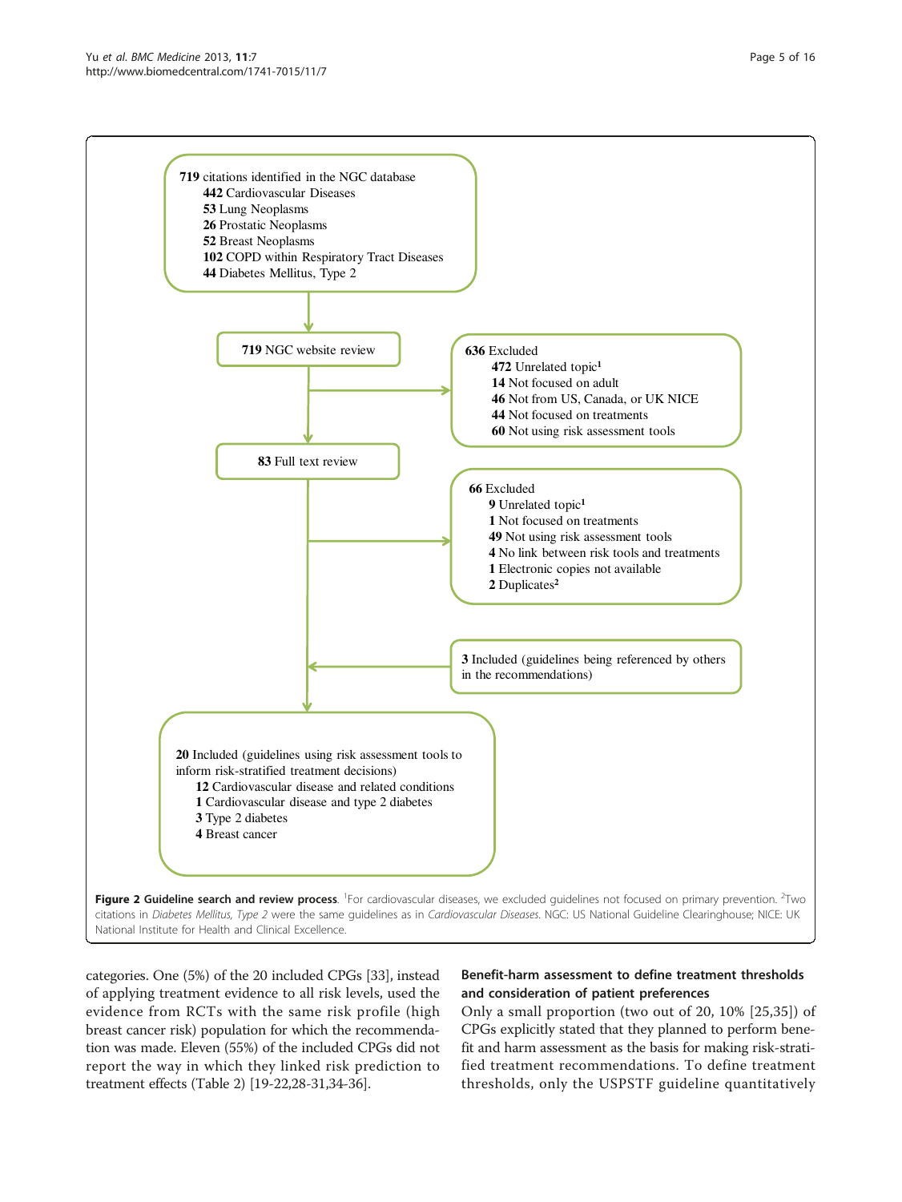719 citations identified in the NGC database
- 442 Cardiovascular Diseases
- 53 Lung Neoplasms
- 26 Prostatic Neoplasms
- 52 Breast Neoplasms
- 102 COPD within Respiratory Tract Diseases
- 44 Diabetes Mellitus, Type 2

719 NGC website review

636 Excluded
- 472 Unrelated topic[1]
- 14 Not focused on adult
- 46 Not from US, Canada, or UK NICE
- 44 Not focused on treatments
- 60 Not using risk assessment tools

83 Full text review

66 Excluded
- 9 Unrelated topic[1]
- 1 Not focused on treatments
- 49 Not using risk assessment tools
- 4 No link between risk tools and treatments
- 1 Electronic copies not available
- 2 Duplicates[2]

3 Included (guidelines being referenced by others in the recommendations)

20 Included (guidelines using risk assessment tools to inform risk-stratified treatment decisions)
- 12 Cardiovascular disease and related conditions
- 1 Cardiovascular disease and type 2 diabetes
- 3 Type 2 diabetes
- 4 Breast cancer

**Figure 2 Guideline search and review process**. [1]For cardiovascular diseases, we excluded guidelines not focused on primary prevention. [2]Two citations in *Diabetes Mellitus, Type 2* were the same guidelines as in *Cardiovascular Diseases*. NGC: US National Guideline Clearinghouse; NICE: UK National Institute for Health and Clinical Excellence.

categories. One (5%) of the 20 included CPGs [33], instead of applying treatment evidence to all risk levels, used the evidence from RCTs with the same risk profile (high breast cancer risk) population for which the recommendation was made. Eleven (55%) of the included CPGs did not report the way in which they linked risk prediction to treatment effects (Table 2) [19-22,28-31,34-36].

### Benefit-harm assessment to define treatment thresholds and consideration of patient preferences

Only a small proportion (two out of 20, 10% [25,35]) of CPGs explicitly stated that they planned to perform benefit and harm assessment as the basis for making risk-stratified treatment recommendations. To define treatment thresholds, only the USPSTF guideline quantitatively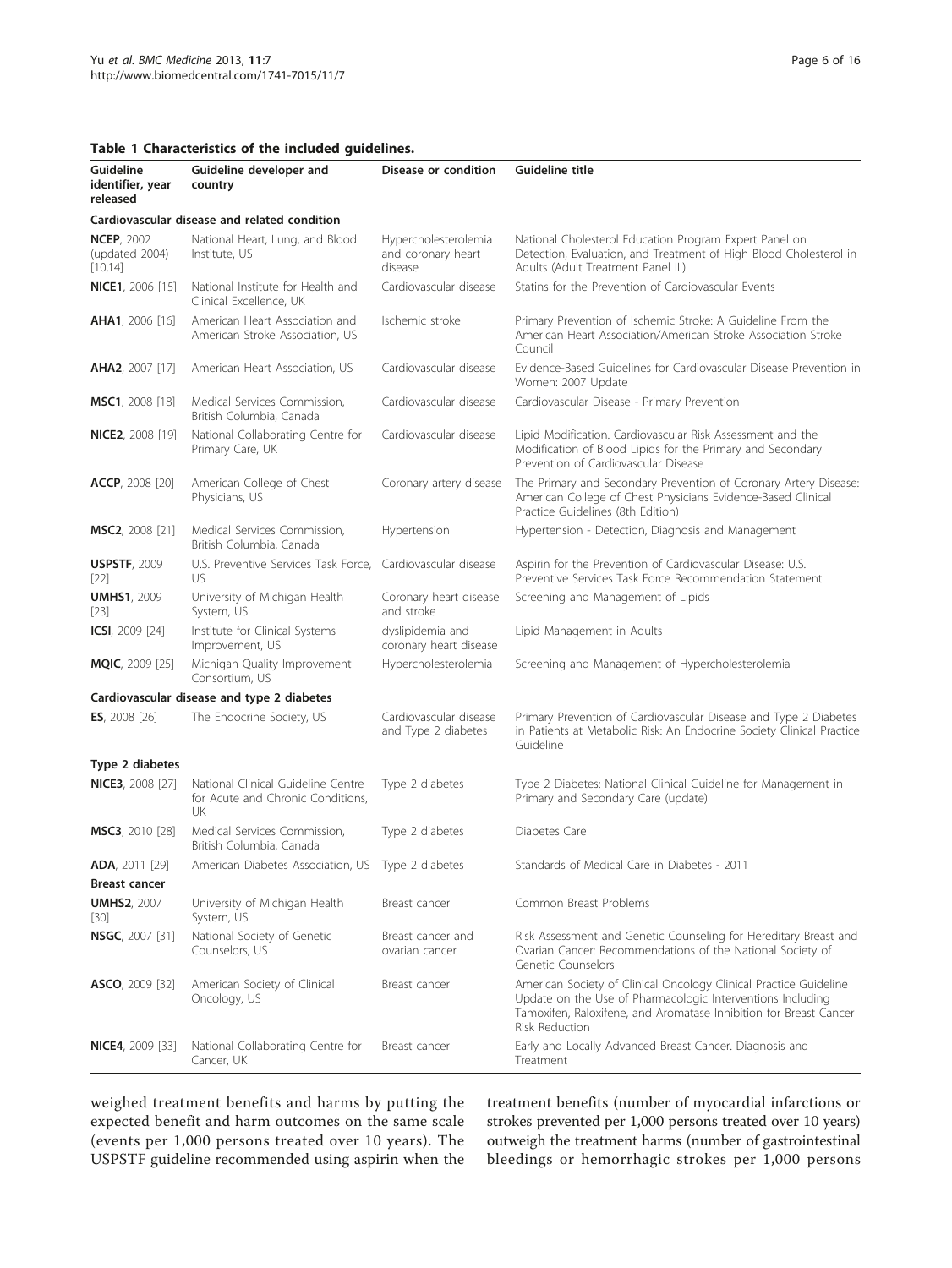**Table 1 Characteristics of the included guidelines.**

| Guideline identifier, year released | Guideline developer and country | Disease or condition | Guideline title |
|---|---|---|---|
| **Cardiovascular disease and related condition** | | | |
| **NCEP**, 2002 (updated 2004) [10,14] | National Heart, Lung, and Blood Institute, US | Hypercholesterolemia and coronary heart disease | National Cholesterol Education Program Expert Panel on Detection, Evaluation, and Treatment of High Blood Cholesterol in Adults (Adult Treatment Panel III) |
| **NICE1**, 2006 [15] | National Institute for Health and Clinical Excellence, UK | Cardiovascular disease | Statins for the Prevention of Cardiovascular Events |
| **AHA1**, 2006 [16] | American Heart Association and American Stroke Association, US | Ischemic stroke | Primary Prevention of Ischemic Stroke: A Guideline From the American Heart Association/American Stroke Association Stroke Council |
| **AHA2**, 2007 [17] | American Heart Association, US | Cardiovascular disease | Evidence-Based Guidelines for Cardiovascular Disease Prevention in Women: 2007 Update |
| **MSC1**, 2008 [18] | Medical Services Commission, British Columbia, Canada | Cardiovascular disease | Cardiovascular Disease - Primary Prevention |
| **NICE2**, 2008 [19] | National Collaborating Centre for Primary Care, UK | Cardiovascular disease | Lipid Modification. Cardiovascular Risk Assessment and the Modification of Blood Lipids for the Primary and Secondary Prevention of Cardiovascular Disease |
| **ACCP**, 2008 [20] | American College of Chest Physicians, US | Coronary artery disease | The Primary and Secondary Prevention of Coronary Artery Disease: American College of Chest Physicians Evidence-Based Clinical Practice Guidelines (8th Edition) |
| **MSC2**, 2008 [21] | Medical Services Commission, British Columbia, Canada | Hypertension | Hypertension - Detection, Diagnosis and Management |
| **USPSTF**, 2009 [22] | U.S. Preventive Services Task Force, US | Cardiovascular disease | Aspirin for the Prevention of Cardiovascular Disease: U.S. Preventive Services Task Force Recommendation Statement |
| **UMHS1**, 2009 [23] | University of Michigan Health System, US | Coronary heart disease and stroke | Screening and Management of Lipids |
| **ICSI**, 2009 [24] | Institute for Clinical Systems Improvement, US | dyslipidemia and coronary heart disease | Lipid Management in Adults |
| **MQIC**, 2009 [25] | Michigan Quality Improvement Consortium, US | Hypercholesterolemia | Screening and Management of Hypercholesterolemia |
| **Cardiovascular disease and type 2 diabetes** | | | |
| **ES**, 2008 [26] | The Endocrine Society, US | Cardiovascular disease and Type 2 diabetes | Primary Prevention of Cardiovascular Disease and Type 2 Diabetes in Patients at Metabolic Risk: An Endocrine Society Clinical Practice Guideline |
| **Type 2 diabetes** | | | |
| **NICE3**, 2008 [27] | National Clinical Guideline Centre for Acute and Chronic Conditions, UK | Type 2 diabetes | Type 2 Diabetes: National Clinical Guideline for Management in Primary and Secondary Care (update) |
| **MSC3**, 2010 [28] | Medical Services Commission, British Columbia, Canada | Type 2 diabetes | Diabetes Care |
| **ADA**, 2011 [29] | American Diabetes Association, US | Type 2 diabetes | Standards of Medical Care in Diabetes - 2011 |
| **Breast cancer** | | | |
| **UMHS2**, 2007 [30] | University of Michigan Health System, US | Breast cancer | Common Breast Problems |
| **NSGC**, 2007 [31] | National Society of Genetic Counselors, US | Breast cancer and ovarian cancer | Risk Assessment and Genetic Counseling for Hereditary Breast and Ovarian Cancer: Recommendations of the National Society of Genetic Counselors |
| **ASCO**, 2009 [32] | American Society of Clinical Oncology, US | Breast cancer | American Society of Clinical Oncology Clinical Practice Guideline Update on the Use of Pharmacologic Interventions Including Tamoxifen, Raloxifene, and Aromatase Inhibition for Breast Cancer Risk Reduction |
| **NICE4**, 2009 [33] | National Collaborating Centre for Cancer, UK | Breast cancer | Early and Locally Advanced Breast Cancer. Diagnosis and Treatment |

weighed treatment benefits and harms by putting the expected benefit and harm outcomes on the same scale (events per 1,000 persons treated over 10 years). The USPSTF guideline recommended using aspirin when the treatment benefits (number of myocardial infarctions or strokes prevented per 1,000 persons treated over 10 years) outweigh the treatment harms (number of gastrointestinal bleedings or hemorrhagic strokes per 1,000 persons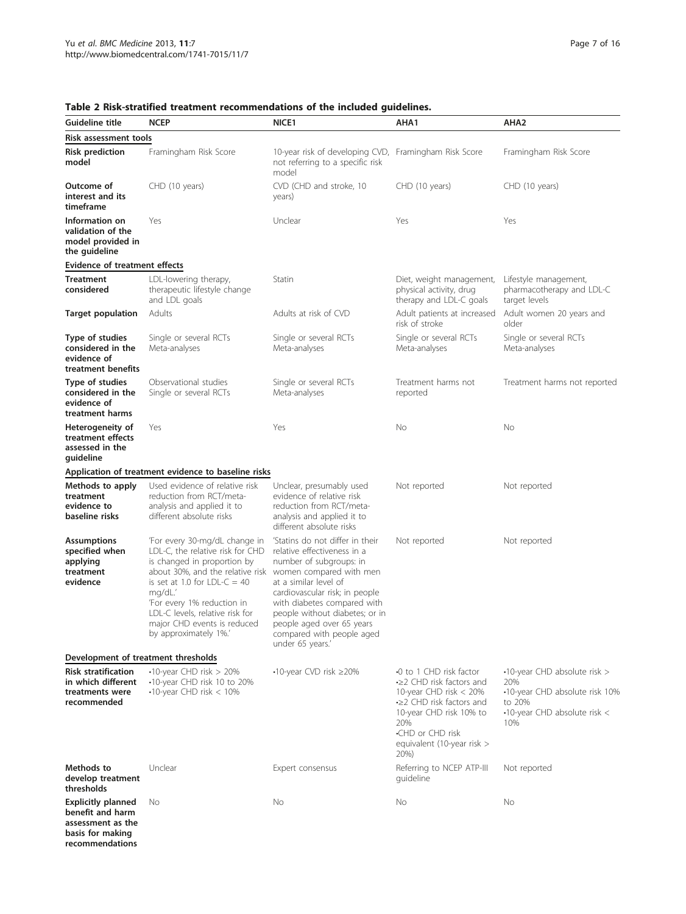**Table 2 Risk-stratified treatment recommendations of the included guidelines.**

| Guideline title | NCEP | NICE1 | AHA1 | AHA2 |
|---|---|---|---|---|
| **Risk assessment tools** | | | | |
| **Risk prediction model** | Framingham Risk Score | 10-year risk of developing CVD, not referring to a specific risk model | Framingham Risk Score | Framingham Risk Score |
| **Outcome of interest and its timeframe** | CHD (10 years) | CVD (CHD and stroke, 10 years) | CHD (10 years) | CHD (10 years) |
| **Information on validation of the model provided in the guideline** | Yes | Unclear | Yes | Yes |
| **Evidence of treatment effects** | | | | |
| **Treatment considered** | LDL-lowering therapy, therapeutic lifestyle change and LDL goals | Statin | Diet, weight management, physical activity, drug therapy and LDL-C goals | Lifestyle management, pharmacotherapy and LDL-C target levels |
| **Target population** | Adults | Adults at risk of CVD | Adult patients at increased risk of stroke | Adult women 20 years and older |
| **Type of studies considered in the evidence of treatment benefits** | Single or several RCTs Meta-analyses | Single or several RCTs Meta-analyses | Single or several RCTs Meta-analyses | Single or several RCTs Meta-analyses |
| **Type of studies considered in the evidence of treatment harms** | Observational studies Single or several RCTs | Single or several RCTs Meta-analyses | Treatment harms not reported | Treatment harms not reported |
| **Heterogeneity of treatment effects assessed in the guideline** | Yes | Yes | No | No |
| **Application of treatment evidence to baseline risks** | | | | |
| **Methods to apply treatment evidence to baseline risks** | Used evidence of relative risk reduction from RCT/meta-analysis and applied it to different absolute risks | Unclear, presumably used evidence of relative risk reduction from RCT/meta-analysis and applied it to different absolute risks | Not reported | Not reported |
| **Assumptions specified when applying treatment evidence** | 'For every 30-mg/dL change in LDL-C, the relative risk for CHD is changed in proportion by about 30%, and the relative risk is set at 1.0 for LDL-C = 40 mg/dL.' 'For every 1% reduction in LDL-C levels, relative risk for major CHD events is reduced by approximately 1%.' | 'Statins do not differ in their relative effectiveness in a number of subgroups: in women compared with men at a similar level of cardiovascular risk; in people with diabetes compared with people without diabetes; or in people aged over 65 years compared with people aged under 65 years.' | Not reported | Not reported |
| **Development of treatment thresholds** | | | | |
| **Risk stratification in which different treatments were recommended** | •10-year CHD risk > 20%<br>•10-year CHD risk 10 to 20%<br>•10-year CHD risk < 10% | •10-year CVD risk ≥20% | •0 to 1 CHD risk factor<br>•≥2 CHD risk factors and 10-year CHD risk < 20%<br>•≥2 CHD risk factors and 10-year CHD risk 10% to 20%<br>•CHD or CHD risk equivalent (10-year risk > 20%) | •10-year CHD absolute risk > 20%<br>•10-year CHD absolute risk 10% to 20%<br>•10-year CHD absolute risk < 10% |
| **Methods to develop treatment thresholds** | Unclear | Expert consensus | Referring to NCEP ATP-III guideline | Not reported |
| **Explicitly planned benefit and harm assessment as the basis for making recommendations** | No | No | No | No |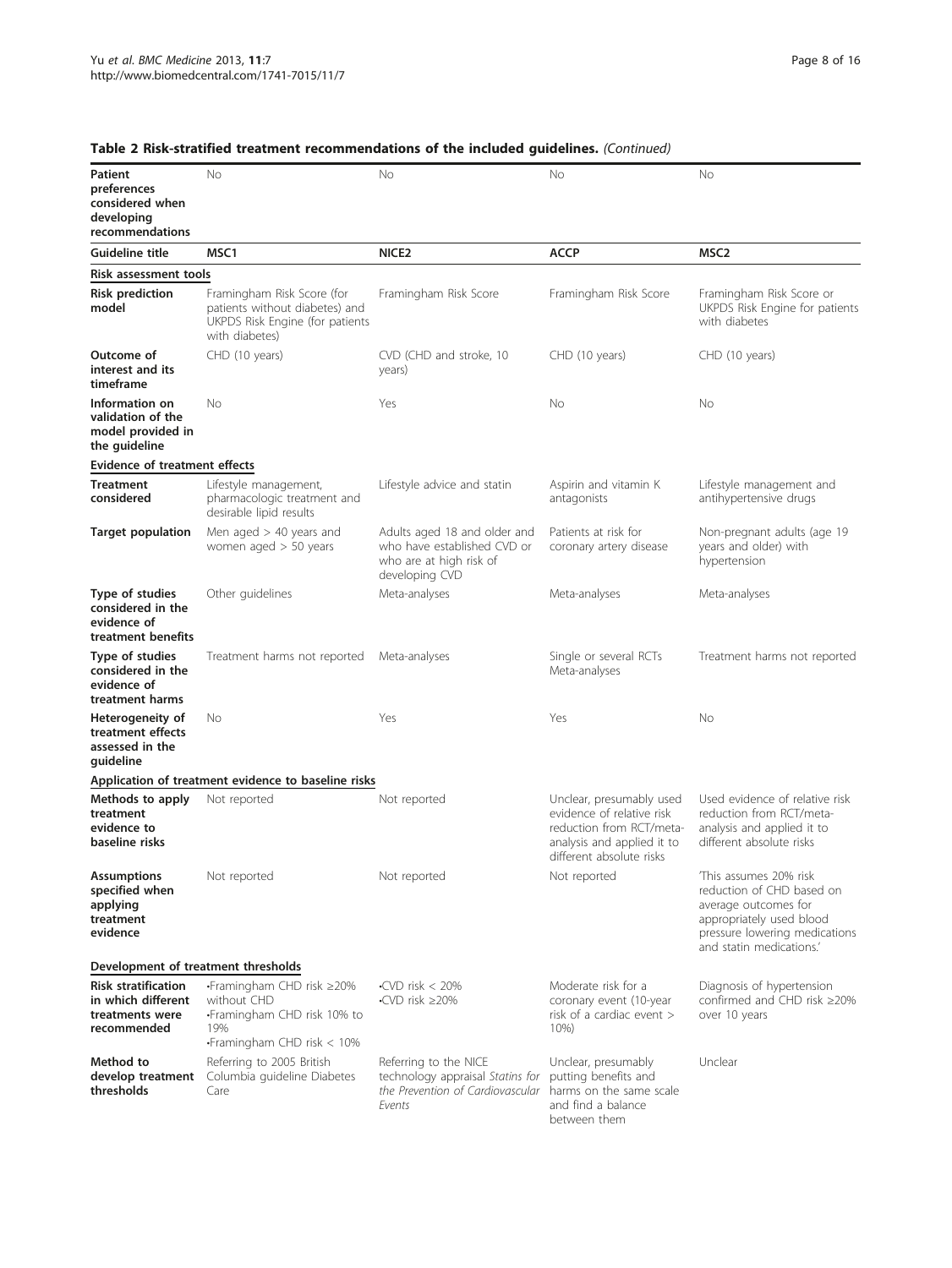**Table 2 Risk-stratified treatment recommendations of the included guidelines.** *(Continued)*

| **Patient preferences considered when developing recommendations** | No | No | No | No |
|---|---|---|---|---|
| **Guideline title** | **MSC1** | **NICE2** | **ACCP** | **MSC2** |
| **Risk assessment tools** | | | | |
| **Risk prediction model** | Framingham Risk Score (for patients without diabetes) and UKPDS Risk Engine (for patients with diabetes) | Framingham Risk Score | Framingham Risk Score | Framingham Risk Score or UKPDS Risk Engine for patients with diabetes |
| **Outcome of interest and its timeframe** | CHD (10 years) | CVD (CHD and stroke, 10 years) | CHD (10 years) | CHD (10 years) |
| **Information on validation of the model provided in the guideline** | No | Yes | No | No |
| **Evidence of treatment effects** | | | | |
| **Treatment considered** | Lifestyle management, pharmacologic treatment and desirable lipid results | Lifestyle advice and statin | Aspirin and vitamin K antagonists | Lifestyle management and antihypertensive drugs |
| **Target population** | Men aged > 40 years and women aged > 50 years | Adults aged 18 and older and who have established CVD or who are at high risk of developing CVD | Patients at risk for coronary artery disease | Non-pregnant adults (age 19 years and older) with hypertension |
| **Type of studies considered in the evidence of treatment benefits** | Other guidelines | Meta-analyses | Meta-analyses | Meta-analyses |
| **Type of studies considered in the evidence of treatment harms** | Treatment harms not reported | Meta-analyses | Single or several RCTs Meta-analyses | Treatment harms not reported |
| **Heterogeneity of treatment effects assessed in the guideline** | No | Yes | Yes | No |
| **Application of treatment evidence to baseline risks** | | | | |
| **Methods to apply treatment evidence to baseline risks** | Not reported | Not reported | Unclear, presumably used evidence of relative risk reduction from RCT/meta-analysis and applied it to different absolute risks | Used evidence of relative risk reduction from RCT/meta-analysis and applied it to different absolute risks |
| **Assumptions specified when applying treatment evidence** | Not reported | Not reported | Not reported | 'This assumes 20% risk reduction of CHD based on average outcomes for appropriately used blood pressure lowering medications and statin medications.' |
| **Development of treatment thresholds** | | | | |
| **Risk stratification in which different treatments were recommended** | •Framingham CHD risk ≥20% without CHD<br>•Framingham CHD risk 10% to 19%<br>•Framingham CHD risk < 10% | •CVD risk < 20%<br>•CVD risk ≥20% | Moderate risk for a coronary event (10-year risk of a cardiac event > 10%) | Diagnosis of hypertension confirmed and CHD risk ≥20% over 10 years |
| **Method to develop treatment thresholds** | Referring to 2005 British Columbia guideline Diabetes Care | Referring to the NICE technology appraisal *Statins for the Prevention of Cardiovascular Events* | Unclear, presumably putting benefits and harms on the same scale and find a balance between them | Unclear |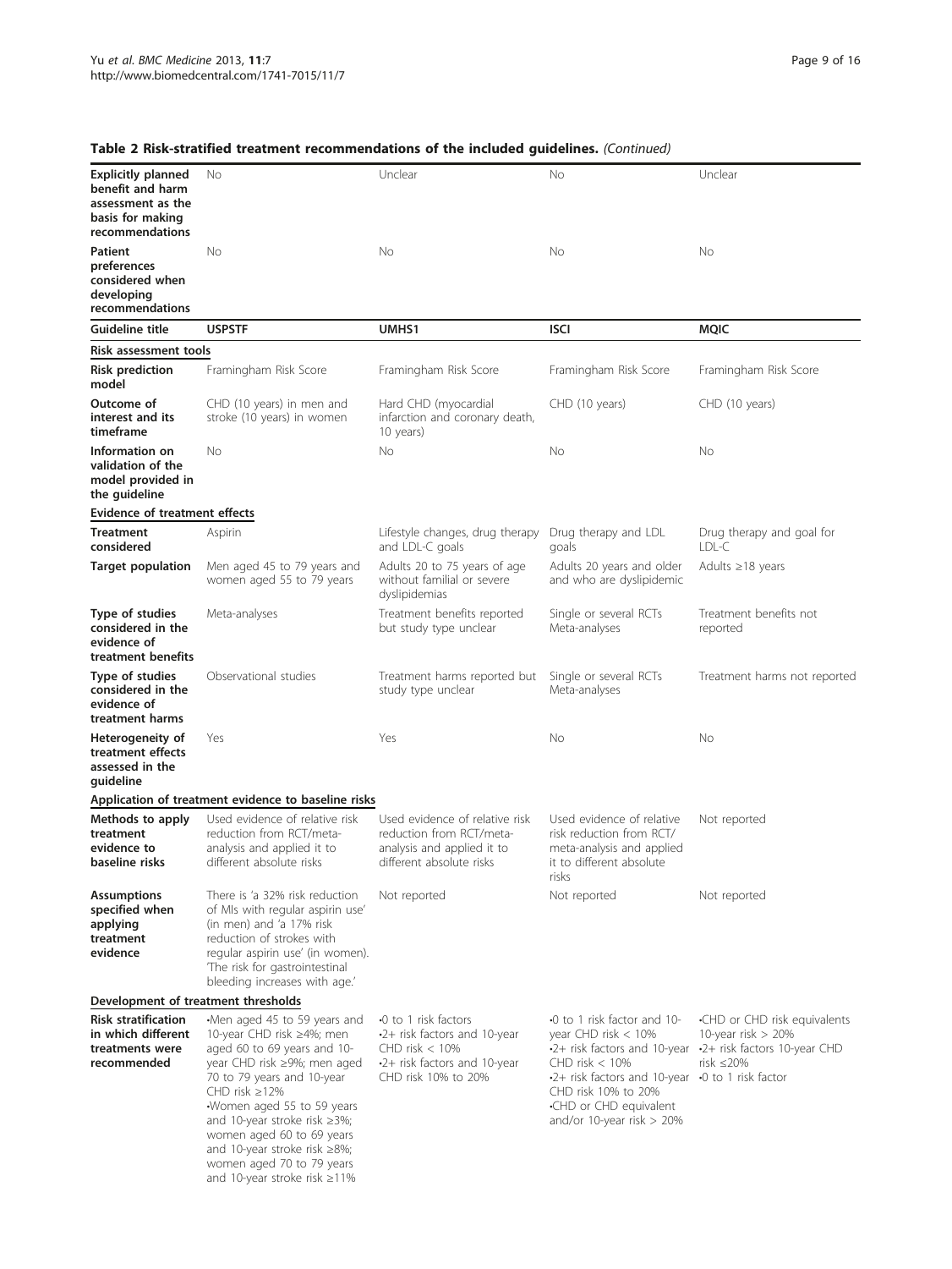**Table 2 Risk-stratified treatment recommendations of the included guidelines.** *(Continued)*

| | | | | |
|---|---|---|---|---|
| **Explicitly planned benefit and harm assessment as the basis for making recommendations** | No | Unclear | No | Unclear |
| **Patient preferences considered when developing recommendations** | No | No | No | No |
| **Guideline title** | **USPSTF** | **UMHS1** | **ISCI** | **MQIC** |
| **Risk assessment tools** | | | | |
| **Risk prediction model** | Framingham Risk Score | Framingham Risk Score | Framingham Risk Score | Framingham Risk Score |
| **Outcome of interest and its timeframe** | CHD (10 years) in men and stroke (10 years) in women | Hard CHD (myocardial infarction and coronary death, 10 years) | CHD (10 years) | CHD (10 years) |
| **Information on validation of the model provided in the guideline** | No | No | No | No |
| **Evidence of treatment effects** | | | | |
| **Treatment considered** | Aspirin | Lifestyle changes, drug therapy and LDL-C goals | Drug therapy and LDL goals | Drug therapy and goal for LDL-C |
| **Target population** | Men aged 45 to 79 years and women aged 55 to 79 years | Adults 20 to 75 years of age without familial or severe dyslipidemias | Adults 20 years and older and who are dyslipidemic | Adults ≥18 years |
| **Type of studies considered in the evidence of treatment benefits** | Meta-analyses | Treatment benefits reported but study type unclear | Single or several RCTs Meta-analyses | Treatment benefits not reported |
| **Type of studies considered in the evidence of treatment harms** | Observational studies | Treatment harms reported but study type unclear | Single or several RCTs Meta-analyses | Treatment harms not reported |
| **Heterogeneity of treatment effects assessed in the guideline** | Yes | Yes | No | No |
| **Application of treatment evidence to baseline risks** | | | | |
| **Methods to apply treatment evidence to baseline risks** | Used evidence of relative risk reduction from RCT/meta-analysis and applied it to different absolute risks | Used evidence of relative risk reduction from RCT/meta-analysis and applied it to different absolute risks | Used evidence of relative risk reduction from RCT/meta-analysis and applied it to different absolute risks | Not reported |
| **Assumptions specified when applying treatment evidence** | There is 'a 32% risk reduction of MIs with regular aspirin use' (in men) and 'a 17% risk reduction of strokes with regular aspirin use' (in women). 'The risk for gastrointestinal bleeding increases with age.' | Not reported | Not reported | Not reported |
| **Development of treatment thresholds** | | | | |
| **Risk stratification in which different treatments were recommended** | •Men aged 45 to 59 years and 10-year CHD risk ≥4%; men aged 60 to 69 years and 10-year CHD risk ≥9%; men aged 70 to 79 years and 10-year CHD risk ≥12% •Women aged 55 to 59 years and 10-year stroke risk ≥3%; women aged 60 to 69 years and 10-year stroke risk ≥8%; women aged 70 to 79 years and 10-year stroke risk ≥11% | •0 to 1 risk factors •2+ risk factors and 10-year CHD risk < 10% •2+ risk factors and 10-year CHD risk 10% to 20% | •0 to 1 risk factor and 10-year CHD risk < 10% •2+ risk factors and 10-year CHD risk < 10% •2+ risk factors and 10-year CHD risk 10% to 20% •CHD or CHD equivalent and/or 10-year risk > 20% | •CHD or CHD risk equivalents 10-year risk > 20% •2+ risk factors 10-year CHD risk ≤20% •0 to 1 risk factor |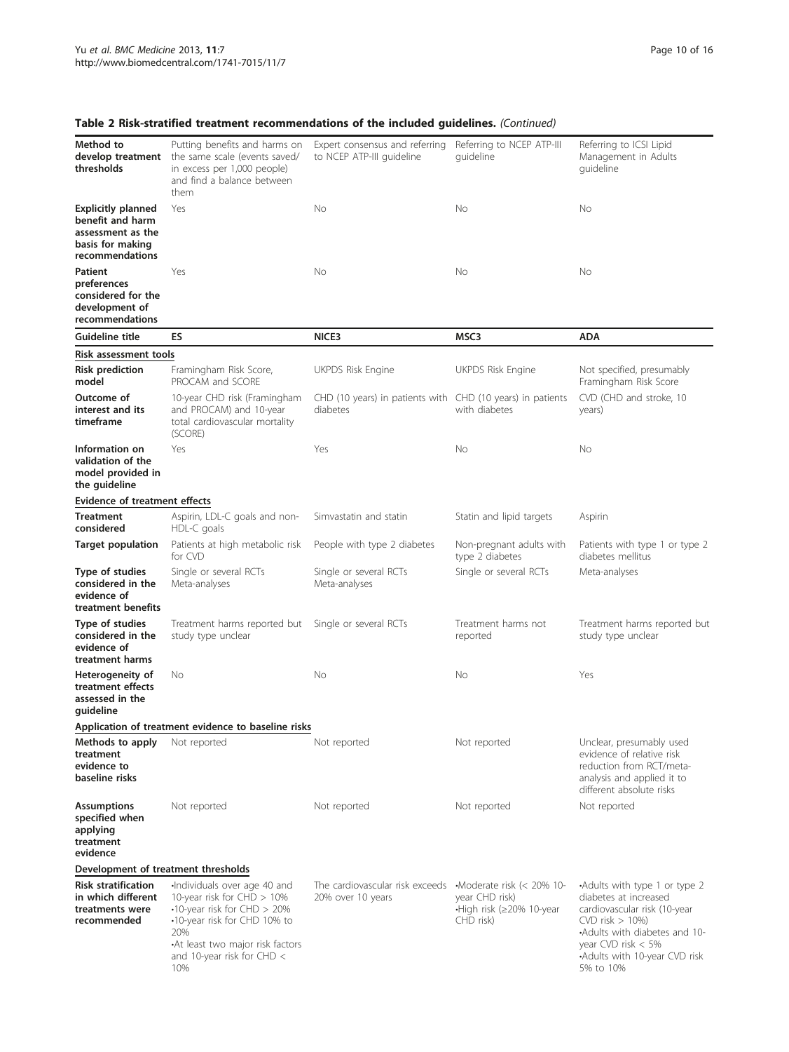**Table 2 Risk-stratified treatment recommendations of the included guidelines.** *(Continued)*

| | | | | |
|---|---|---|---|---|
| **Method to develop treatment thresholds** | Putting benefits and harms on the same scale (events saved/ in excess per 1,000 people) and find a balance between them | Expert consensus and referring to NCEP ATP-III guideline | Referring to NCEP ATP-III guideline | Referring to ICSI Lipid Management in Adults guideline |
| **Explicitly planned benefit and harm assessment as the basis for making recommendations** | Yes | No | No | No |
| **Patient preferences considered for the development of recommendations** | Yes | No | No | No |
| **Guideline title** | **ES** | **NICE3** | **MSC3** | **ADA** |
| **Risk assessment tools** | | | | |
| **Risk prediction model** | Framingham Risk Score, PROCAM and SCORE | UKPDS Risk Engine | UKPDS Risk Engine | Not specified, presumably Framingham Risk Score |
| **Outcome of interest and its timeframe** | 10-year CHD risk (Framingham and PROCAM) and 10-year total cardiovascular mortality (SCORE) | CHD (10 years) in patients with diabetes | CHD (10 years) in patients with diabetes | CVD (CHD and stroke, 10 years) |
| **Information on validation of the model provided in the guideline** | Yes | Yes | No | No |
| **Evidence of treatment effects** | | | | |
| **Treatment considered** | Aspirin, LDL-C goals and non-HDL-C goals | Simvastatin and statin | Statin and lipid targets | Aspirin |
| **Target population** | Patients at high metabolic risk for CVD | People with type 2 diabetes | Non-pregnant adults with type 2 diabetes | Patients with type 1 or type 2 diabetes mellitus |
| **Type of studies considered in the evidence of treatment benefits** | Single or several RCTs Meta-analyses | Single or several RCTs Meta-analyses | Single or several RCTs | Meta-analyses |
| **Type of studies considered in the evidence of treatment harms** | Treatment harms reported but study type unclear | Single or several RCTs | Treatment harms not reported | Treatment harms reported but study type unclear |
| **Heterogeneity of treatment effects assessed in the guideline** | No | No | No | Yes |
| **Application of treatment evidence to baseline risks** | | | | |
| **Methods to apply treatment evidence to baseline risks** | Not reported | Not reported | Not reported | Unclear, presumably used evidence of relative risk reduction from RCT/meta-analysis and applied it to different absolute risks |
| **Assumptions specified when applying treatment evidence** | Not reported | Not reported | Not reported | Not reported |
| **Development of treatment thresholds** | | | | |
| **Risk stratification in which different treatments were recommended** | •Individuals over age 40 and 10-year risk for CHD > 10%<br>•10-year risk for CHD > 20%<br>•10-year risk for CHD 10% to 20%<br>•At least two major risk factors and 10-year risk for CHD < 10% | The cardiovascular risk exceeds 20% over 10 years | •Moderate risk (< 20% 10-year CHD risk)<br>•High risk (≥20% 10-year CHD risk) | •Adults with type 1 or type 2 diabetes at increased cardiovascular risk (10-year CVD risk > 10%)<br>•Adults with diabetes and 10-year CVD risk < 5%<br>•Adults with 10-year CVD risk 5% to 10% |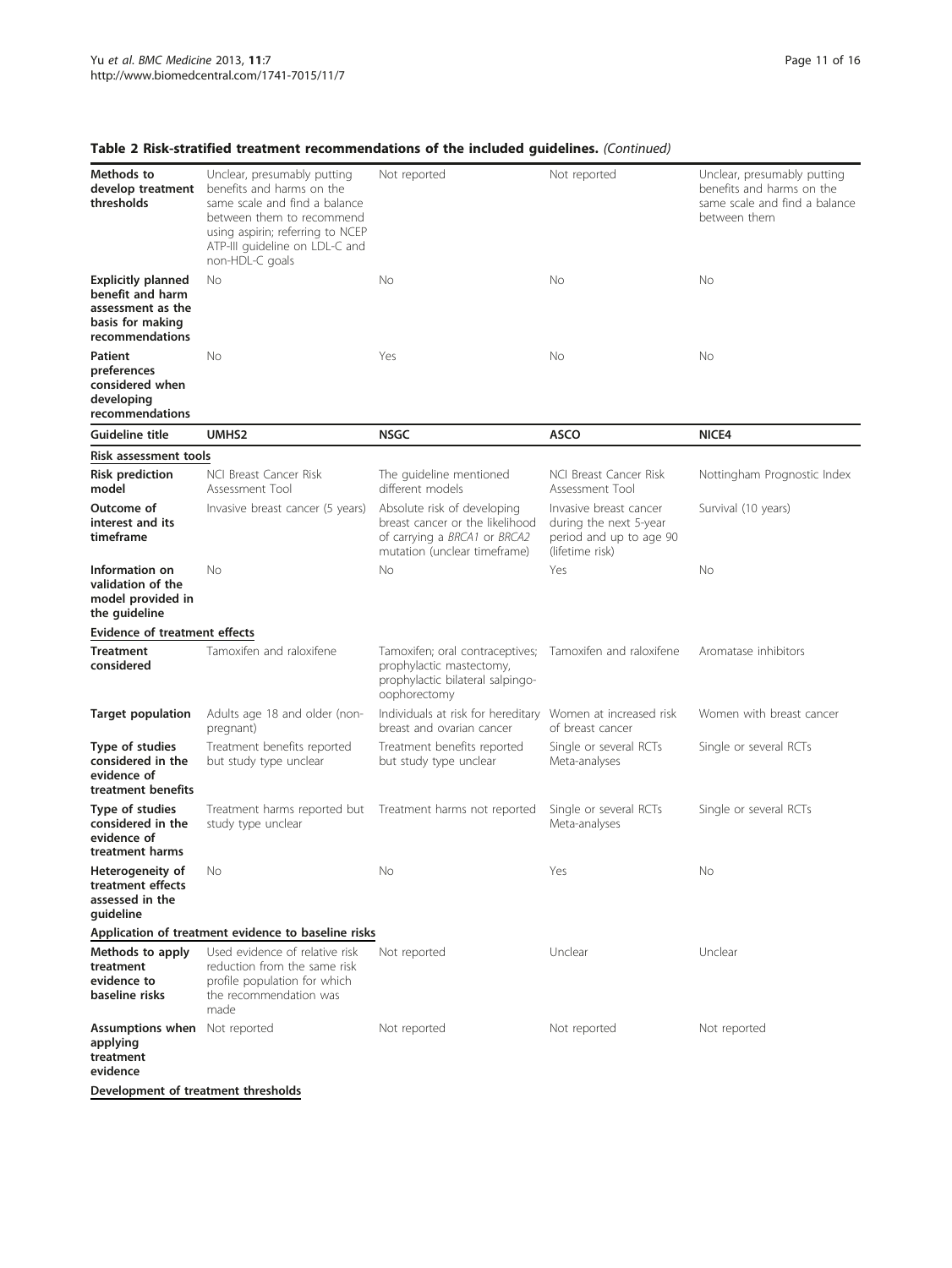**Table 2 Risk-stratified treatment recommendations of the included guidelines.** *(Continued)*

| | | | | |
|---|---|---|---|---|
| **Methods to develop treatment thresholds** | Unclear, presumably putting benefits and harms on the same scale and find a balance between them to recommend using aspirin; referring to NCEP ATP-III guideline on LDL-C and non-HDL-C goals | Not reported | Not reported | Unclear, presumably putting benefits and harms on the same scale and find a balance between them |
| **Explicitly planned benefit and harm assessment as the basis for making recommendations** | No | No | No | No |
| **Patient preferences considered when developing recommendations** | No | Yes | No | No |
| **Guideline title** | **UMHS2** | **NSGC** | **ASCO** | **NICE4** |
| **Risk assessment tools** | | | | |
| **Risk prediction model** | NCI Breast Cancer Risk Assessment Tool | The guideline mentioned different models | NCI Breast Cancer Risk Assessment Tool | Nottingham Prognostic Index |
| **Outcome of interest and its timeframe** | Invasive breast cancer (5 years) | Absolute risk of developing breast cancer or the likelihood of carrying a *BRCA1* or *BRCA2* mutation (unclear timeframe) | Invasive breast cancer during the next 5-year period and up to age 90 (lifetime risk) | Survival (10 years) |
| **Information on validation of the model provided in the guideline** | No | No | Yes | No |
| **Evidence of treatment effects** | | | | |
| **Treatment considered** | Tamoxifen and raloxifene | Tamoxifen; oral contraceptives; prophylactic mastectomy, prophylactic bilateral salpingo-oophorectomy | Tamoxifen and raloxifene | Aromatase inhibitors |
| **Target population** | Adults age 18 and older (non-pregnant) | Individuals at risk for hereditary breast and ovarian cancer | Women at increased risk of breast cancer | Women with breast cancer |
| **Type of studies considered in the evidence of treatment benefits** | Treatment benefits reported but study type unclear | Treatment benefits reported but study type unclear | Single or several RCTs Meta-analyses | Single or several RCTs |
| **Type of studies considered in the evidence of treatment harms** | Treatment harms reported but study type unclear | Treatment harms not reported | Single or several RCTs Meta-analyses | Single or several RCTs |
| **Heterogeneity of treatment effects assessed in the guideline** | No | No | Yes | No |
| **Application of treatment evidence to baseline risks** | | | | |
| **Methods to apply treatment evidence to baseline risks** | Used evidence of relative risk reduction from the same risk profile population for which the recommendation was made | Not reported | Unclear | Unclear |
| **Assumptions when applying treatment evidence** | Not reported | Not reported | Not reported | Not reported |
| **Development of treatment thresholds** | | | | |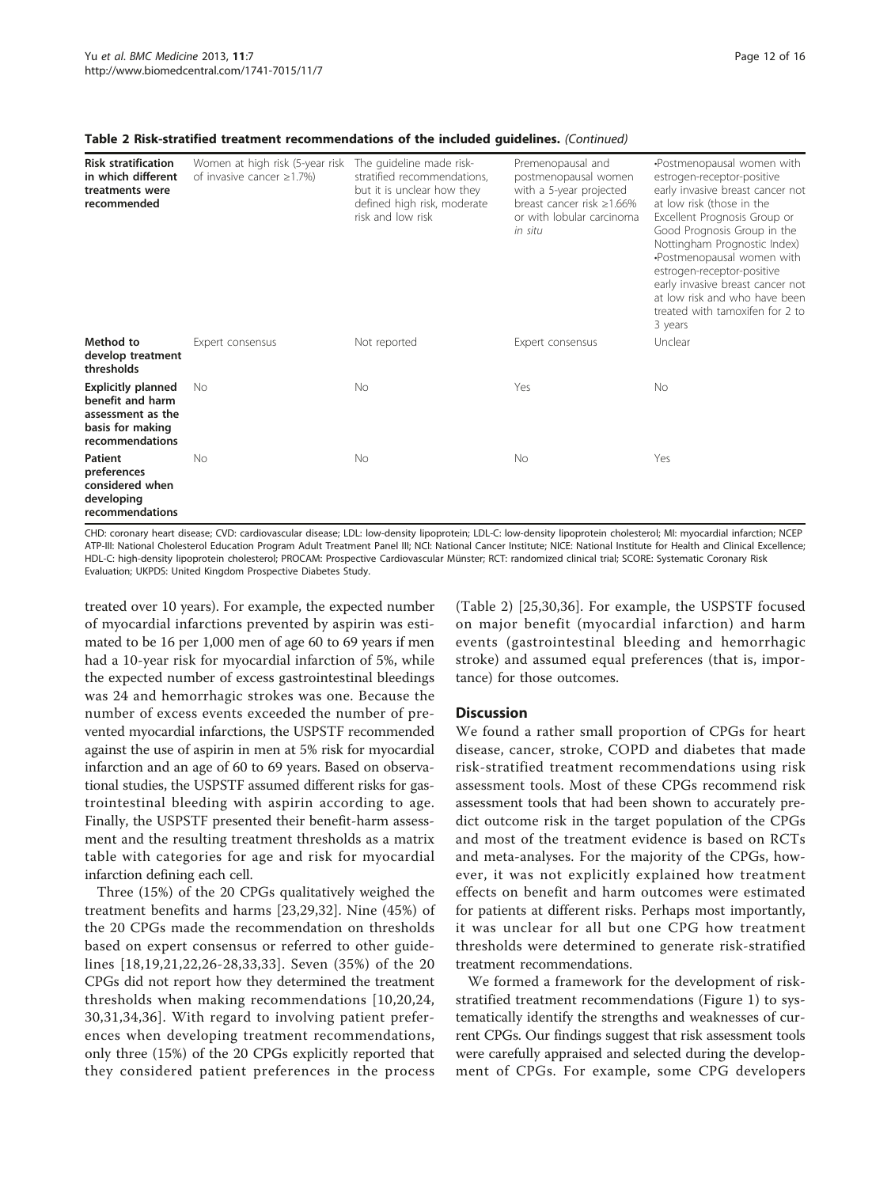**Table 2 Risk-stratified treatment recommendations of the included guidelines.** *(Continued)*

| | | | | |
|---|---|---|---|---|
| **Risk stratification in which different treatments were recommended** | Women at high risk (5-year risk of invasive cancer ≥1.7%) | The guideline made risk-stratified recommendations, but it is unclear how they defined high risk, moderate risk and low risk | Premenopausal and postmenopausal women with a 5-year projected breast cancer risk ≥1.66% or with lobular carcinoma *in situ* | •Postmenopausal women with estrogen-receptor-positive early invasive breast cancer not at low risk (those in the Excellent Prognosis Group or Good Prognosis Group in the Nottingham Prognostic Index) •Postmenopausal women with estrogen-receptor-positive early invasive breast cancer not at low risk and who have been treated with tamoxifen for 2 to 3 years |
| **Method to develop treatment thresholds** | Expert consensus | Not reported | Expert consensus | Unclear |
| **Explicitly planned benefit and harm assessment as the basis for making recommendations** | No | No | Yes | No |
| **Patient preferences considered when developing recommendations** | No | No | No | Yes |

CHD: coronary heart disease; CVD: cardiovascular disease; LDL: low-density lipoprotein; LDL-C: low-density lipoprotein cholesterol; MI: myocardial infarction; NCEP ATP-III: National Cholesterol Education Program Adult Treatment Panel III; NCI: National Cancer Institute; NICE: National Institute for Health and Clinical Excellence; HDL-C: high-density lipoprotein cholesterol; PROCAM: Prospective Cardiovascular Münster; RCT: randomized clinical trial; SCORE: Systematic Coronary Risk Evaluation; UKPDS: United Kingdom Prospective Diabetes Study.

treated over 10 years). For example, the expected number of myocardial infarctions prevented by aspirin was estimated to be 16 per 1,000 men of age 60 to 69 years if men had a 10-year risk for myocardial infarction of 5%, while the expected number of excess gastrointestinal bleedings was 24 and hemorrhagic strokes was one. Because the number of excess events exceeded the number of prevented myocardial infarctions, the USPSTF recommended against the use of aspirin in men at 5% risk for myocardial infarction and an age of 60 to 69 years. Based on observational studies, the USPSTF assumed different risks for gastrointestinal bleeding with aspirin according to age. Finally, the USPSTF presented their benefit-harm assessment and the resulting treatment thresholds as a matrix table with categories for age and risk for myocardial infarction defining each cell.

Three (15%) of the 20 CPGs qualitatively weighed the treatment benefits and harms [23,29,32]. Nine (45%) of the 20 CPGs made the recommendation on thresholds based on expert consensus or referred to other guidelines [18,19,21,22,26-28,33,33]. Seven (35%) of the 20 CPGs did not report how they determined the treatment thresholds when making recommendations [10,20,24, 30,31,34,36]. With regard to involving patient preferences when developing treatment recommendations, only three (15%) of the 20 CPGs explicitly reported that they considered patient preferences in the process (Table 2) [25,30,36]. For example, the USPSTF focused on major benefit (myocardial infarction) and harm events (gastrointestinal bleeding and hemorrhagic stroke) and assumed equal preferences (that is, importance) for those outcomes.

## Discussion

We found a rather small proportion of CPGs for heart disease, cancer, stroke, COPD and diabetes that made risk-stratified treatment recommendations using risk assessment tools. Most of these CPGs recommend risk assessment tools that had been shown to accurately predict outcome risk in the target population of the CPGs and most of the treatment evidence is based on RCTs and meta-analyses. For the majority of the CPGs, however, it was not explicitly explained how treatment effects on benefit and harm outcomes were estimated for patients at different risks. Perhaps most importantly, it was unclear for all but one CPG how treatment thresholds were determined to generate risk-stratified treatment recommendations.

We formed a framework for the development of risk-stratified treatment recommendations (Figure 1) to systematically identify the strengths and weaknesses of current CPGs. Our findings suggest that risk assessment tools were carefully appraised and selected during the development of CPGs. For example, some CPG developers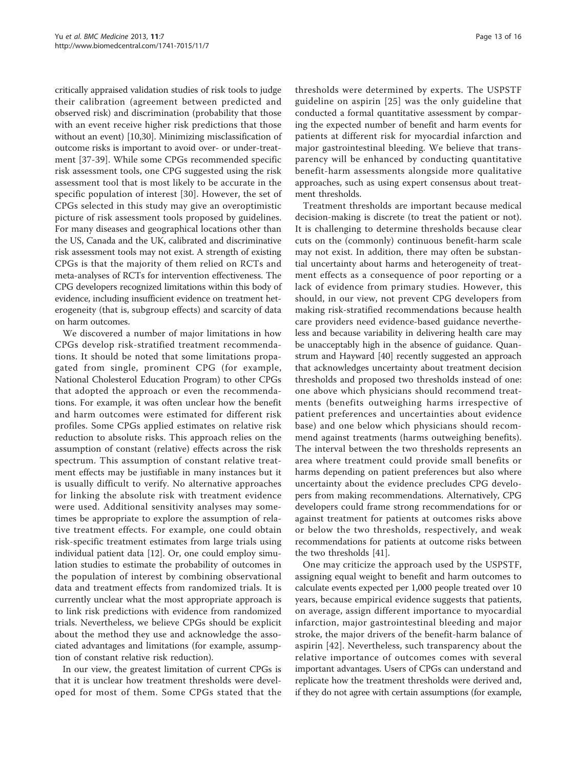critically appraised validation studies of risk tools to judge their calibration (agreement between predicted and observed risk) and discrimination (probability that those with an event receive higher risk predictions that those without an event) [10,30]. Minimizing misclassification of outcome risks is important to avoid over- or under-treatment [37-39]. While some CPGs recommended specific risk assessment tools, one CPG suggested using the risk assessment tool that is most likely to be accurate in the specific population of interest [30]. However, the set of CPGs selected in this study may give an overoptimistic picture of risk assessment tools proposed by guidelines. For many diseases and geographical locations other than the US, Canada and the UK, calibrated and discriminative risk assessment tools may not exist. A strength of existing CPGs is that the majority of them relied on RCTs and meta-analyses of RCTs for intervention effectiveness. The CPG developers recognized limitations within this body of evidence, including insufficient evidence on treatment heterogeneity (that is, subgroup effects) and scarcity of data on harm outcomes.

We discovered a number of major limitations in how CPGs develop risk-stratified treatment recommendations. It should be noted that some limitations propagated from single, prominent CPG (for example, National Cholesterol Education Program) to other CPGs that adopted the approach or even the recommendations. For example, it was often unclear how the benefit and harm outcomes were estimated for different risk profiles. Some CPGs applied estimates on relative risk reduction to absolute risks. This approach relies on the assumption of constant (relative) effects across the risk spectrum. This assumption of constant relative treatment effects may be justifiable in many instances but it is usually difficult to verify. No alternative approaches for linking the absolute risk with treatment evidence were used. Additional sensitivity analyses may sometimes be appropriate to explore the assumption of relative treatment effects. For example, one could obtain risk-specific treatment estimates from large trials using individual patient data [12]. Or, one could employ simulation studies to estimate the probability of outcomes in the population of interest by combining observational data and treatment effects from randomized trials. It is currently unclear what the most appropriate approach is to link risk predictions with evidence from randomized trials. Nevertheless, we believe CPGs should be explicit about the method they use and acknowledge the associated advantages and limitations (for example, assumption of constant relative risk reduction).

In our view, the greatest limitation of current CPGs is that it is unclear how treatment thresholds were developed for most of them. Some CPGs stated that the thresholds were determined by experts. The USPSTF guideline on aspirin [25] was the only guideline that conducted a formal quantitative assessment by comparing the expected number of benefit and harm events for patients at different risk for myocardial infarction and major gastrointestinal bleeding. We believe that transparency will be enhanced by conducting quantitative benefit-harm assessments alongside more qualitative approaches, such as using expert consensus about treatment thresholds.

Treatment thresholds are important because medical decision-making is discrete (to treat the patient or not). It is challenging to determine thresholds because clear cuts on the (commonly) continuous benefit-harm scale may not exist. In addition, there may often be substantial uncertainty about harms and heterogeneity of treatment effects as a consequence of poor reporting or a lack of evidence from primary studies. However, this should, in our view, not prevent CPG developers from making risk-stratified recommendations because health care providers need evidence-based guidance nevertheless and because variability in delivering health care may be unacceptably high in the absence of guidance. Quanstrum and Hayward [40] recently suggested an approach that acknowledges uncertainty about treatment decision thresholds and proposed two thresholds instead of one: one above which physicians should recommend treatments (benefits outweighing harms irrespective of patient preferences and uncertainties about evidence base) and one below which physicians should recommend against treatments (harms outweighing benefits). The interval between the two thresholds represents an area where treatment could provide small benefits or harms depending on patient preferences but also where uncertainty about the evidence precludes CPG developers from making recommendations. Alternatively, CPG developers could frame strong recommendations for or against treatment for patients at outcomes risks above or below the two thresholds, respectively, and weak recommendations for patients at outcome risks between the two thresholds [41].

One may criticize the approach used by the USPSTF, assigning equal weight to benefit and harm outcomes to calculate events expected per 1,000 people treated over 10 years, because empirical evidence suggests that patients, on average, assign different importance to myocardial infarction, major gastrointestinal bleeding and major stroke, the major drivers of the benefit-harm balance of aspirin [42]. Nevertheless, such transparency about the relative importance of outcomes comes with several important advantages. Users of CPGs can understand and replicate how the treatment thresholds were derived and, if they do not agree with certain assumptions (for example,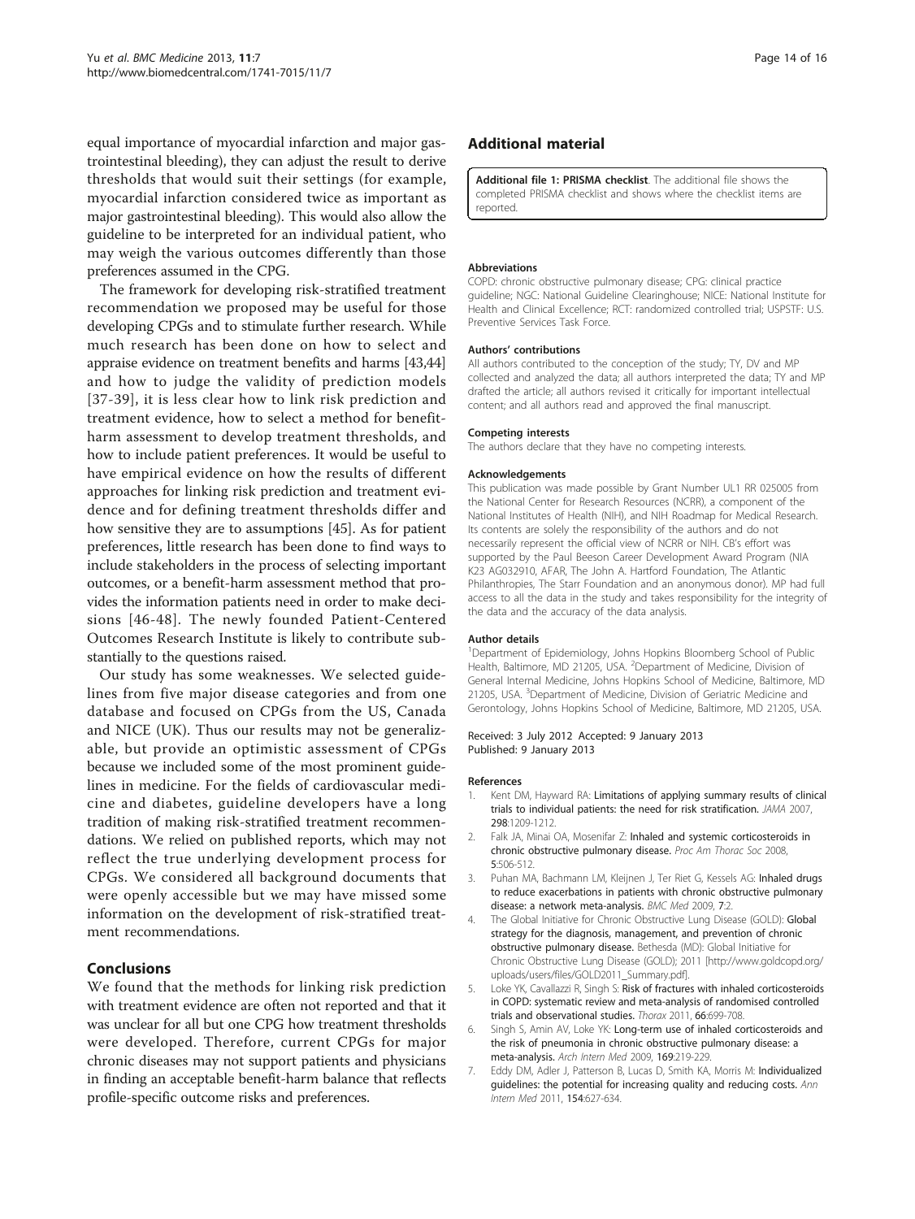equal importance of myocardial infarction and major gastrointestinal bleeding), they can adjust the result to derive thresholds that would suit their settings (for example, myocardial infarction considered twice as important as major gastrointestinal bleeding). This would also allow the guideline to be interpreted for an individual patient, who may weigh the various outcomes differently than those preferences assumed in the CPG.

The framework for developing risk-stratified treatment recommendation we proposed may be useful for those developing CPGs and to stimulate further research. While much research has been done on how to select and appraise evidence on treatment benefits and harms [43,44] and how to judge the validity of prediction models [37-39], it is less clear how to link risk prediction and treatment evidence, how to select a method for benefit-harm assessment to develop treatment thresholds, and how to include patient preferences. It would be useful to have empirical evidence on how the results of different approaches for linking risk prediction and treatment evidence and for defining treatment thresholds differ and how sensitive they are to assumptions [45]. As for patient preferences, little research has been done to find ways to include stakeholders in the process of selecting important outcomes, or a benefit-harm assessment method that provides the information patients need in order to make decisions [46-48]. The newly founded Patient-Centered Outcomes Research Institute is likely to contribute substantially to the questions raised.

Our study has some weaknesses. We selected guidelines from five major disease categories and from one database and focused on CPGs from the US, Canada and NICE (UK). Thus our results may not be generalizable, but provide an optimistic assessment of CPGs because we included some of the most prominent guidelines in medicine. For the fields of cardiovascular medicine and diabetes, guideline developers have a long tradition of making risk-stratified treatment recommendations. We relied on published reports, which may not reflect the true underlying development process for CPGs. We considered all background documents that were openly accessible but we may have missed some information on the development of risk-stratified treatment recommendations.

## Conclusions

We found that the methods for linking risk prediction with treatment evidence are often not reported and that it was unclear for all but one CPG how treatment thresholds were developed. Therefore, current CPGs for major chronic diseases may not support patients and physicians in finding an acceptable benefit-harm balance that reflects profile-specific outcome risks and preferences.

## Additional material

**Additional file 1: PRISMA checklist**. The additional file shows the completed PRISMA checklist and shows where the checklist items are reported.

#### Abbreviations

COPD: chronic obstructive pulmonary disease; CPG: clinical practice guideline; NGC: National Guideline Clearinghouse; NICE: National Institute for Health and Clinical Excellence; RCT: randomized controlled trial; USPSTF: U.S. Preventive Services Task Force.

#### Authors' contributions

All authors contributed to the conception of the study; TY, DV and MP collected and analyzed the data; all authors interpreted the data; TY and MP drafted the article; all authors revised it critically for important intellectual content; and all authors read and approved the final manuscript.

#### Competing interests

The authors declare that they have no competing interests.

#### Acknowledgements

This publication was made possible by Grant Number UL1 RR 025005 from the National Center for Research Resources (NCRR), a component of the National Institutes of Health (NIH), and NIH Roadmap for Medical Research. Its contents are solely the responsibility of the authors and do not necessarily represent the official view of NCRR or NIH. CB's effort was supported by the Paul Beeson Career Development Award Program (NIA K23 AG032910, AFAR, The John A. Hartford Foundation, The Atlantic Philanthropies, The Starr Foundation and an anonymous donor). MP had full access to all the data in the study and takes responsibility for the integrity of the data and the accuracy of the data analysis.

#### Author details

[1]Department of Epidemiology, Johns Hopkins Bloomberg School of Public Health, Baltimore, MD 21205, USA. [2]Department of Medicine, Division of General Internal Medicine, Johns Hopkins School of Medicine, Baltimore, MD 21205, USA. [3]Department of Medicine, Division of Geriatric Medicine and Gerontology, Johns Hopkins School of Medicine, Baltimore, MD 21205, USA.

Received: 3 July 2012 Accepted: 9 January 2013
Published: 9 January 2013

#### References

1. Kent DM, Hayward RA: **Limitations of applying summary results of clinical trials to individual patients: the need for risk stratification.** *JAMA* 2007, **298**:1209-1212.
2. Falk JA, Minai OA, Mosenifar Z: **Inhaled and systemic corticosteroids in chronic obstructive pulmonary disease.** *Proc Am Thorac Soc* 2008, **5**:506-512.
3. Puhan MA, Bachmann LM, Kleijnen J, Ter Riet G, Kessels AG: **Inhaled drugs to reduce exacerbations in patients with chronic obstructive pulmonary disease: a network meta-analysis.** *BMC Med* 2009, **7**:2.
4. The Global Initiative for Chronic Obstructive Lung Disease (GOLD): **Global strategy for the diagnosis, management, and prevention of chronic obstructive pulmonary disease.** Bethesda (MD): Global Initiative for Chronic Obstructive Lung Disease (GOLD); 2011 [http://www.goldcopd.org/uploads/users/files/GOLD2011_Summary.pdf].
5. Loke YK, Cavallazzi R, Singh S: **Risk of fractures with inhaled corticosteroids in COPD: systematic review and meta-analysis of randomised controlled trials and observational studies.** *Thorax* 2011, **66**:699-708.
6. Singh S, Amin AV, Loke YK: **Long-term use of inhaled corticosteroids and the risk of pneumonia in chronic obstructive pulmonary disease: a meta-analysis.** *Arch Intern Med* 2009, **169**:219-229.
7. Eddy DM, Adler J, Patterson B, Lucas D, Smith KA, Morris M: **Individualized guidelines: the potential for increasing quality and reducing costs.** *Ann Intern Med* 2011, **154**:627-634.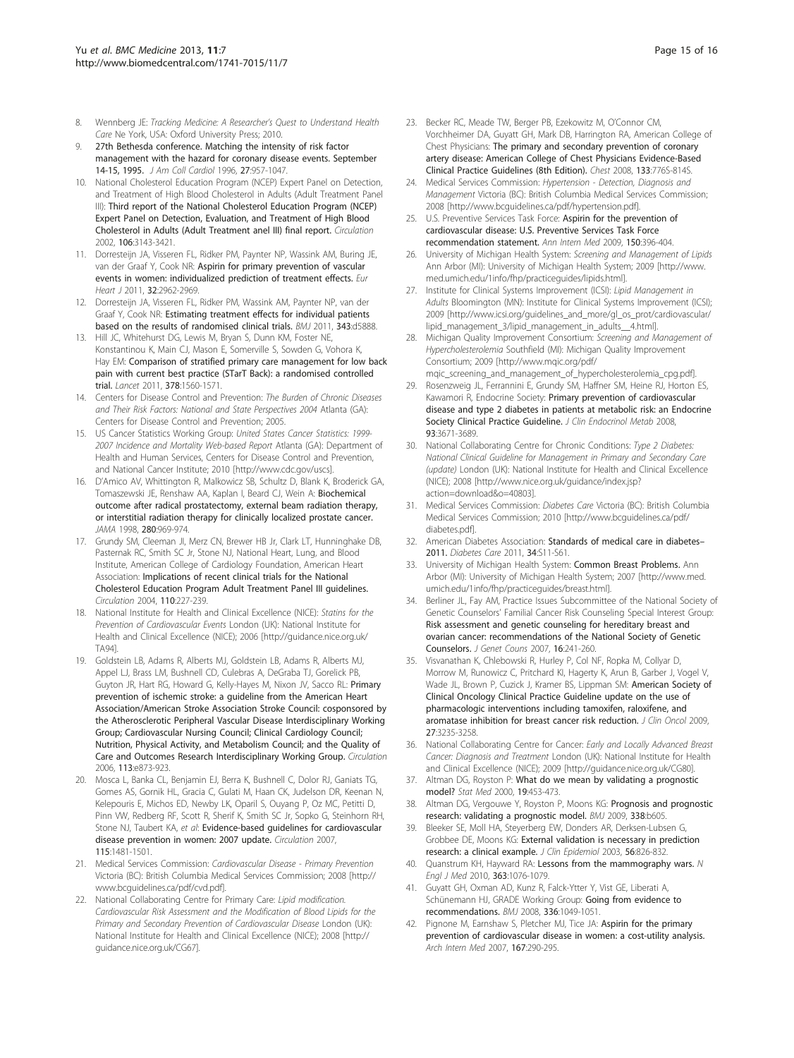8. Wennberg JE: *Tracking Medicine: A Researcher's Quest to Understand Health Care* Ne York, USA: Oxford University Press; 2010.
9. 27th Bethesda conference. Matching the intensity of risk factor management with the hazard for coronary disease events. September 14-15, 1995. *J Am Coll Cardiol* 1996, **27**:957-1047.
10. National Cholesterol Education Program (NCEP) Expert Panel on Detection, and Treatment of High Blood Cholesterol in Adults (Adult Treatment Panel III): **Third report of the National Cholesterol Education Program (NCEP) Expert Panel on Detection, Evaluation, and Treatment of High Blood Cholesterol in Adults (Adult Treatment anel III) final report.** *Circulation* 2002, **106**:3143-3421.
11. Dorresteijn JA, Visseren FL, Ridker PM, Paynter NP, Wassink AM, Buring JE, van der Graaf Y, Cook NR: **Aspirin for primary prevention of vascular events in women: individualized prediction of treatment effects.** *Eur Heart J* 2011, **32**:2962-2969.
12. Dorresteijn JA, Visseren FL, Ridker PM, Wassink AM, Paynter NP, van der Graaf Y, Cook NR: **Estimating treatment effects for individual patients based on the results of randomised clinical trials.** *BMJ* 2011, **343**:d5888.
13. Hill JC, Whitehurst DG, Lewis M, Bryan S, Dunn KM, Foster NE, Konstantinou K, Main CJ, Mason E, Somerville S, Sowden G, Vohora K, Hay EM: **Comparison of stratified primary care management for low back pain with current best practice (STarT Back): a randomised controlled trial.** *Lancet* 2011, **378**:1560-1571.
14. Centers for Disease Control and Prevention: *The Burden of Chronic Diseases and Their Risk Factors: National and State Perspectives 2004* Atlanta (GA): Centers for Disease Control and Prevention; 2005.
15. US Cancer Statistics Working Group: *United States Cancer Statistics: 1999-2007 Incidence and Mortality Web-based Report* Atlanta (GA): Department of Health and Human Services, Centers for Disease Control and Prevention, and National Cancer Institute; 2010 [http://www.cdc.gov/uscs].
16. D'Amico AV, Whittington R, Malkowicz SB, Schultz D, Blank K, Broderick GA, Tomaszewski JE, Renshaw AA, Kaplan I, Beard CJ, Wein A: **Biochemical outcome after radical prostatectomy, external beam radiation therapy, or interstitial radiation therapy for clinically localized prostate cancer.** *JAMA* 1998, **280**:969-974.
17. Grundy SM, Cleeman JI, Merz CN, Brewer HB Jr, Clark LT, Hunninghake DB, Pasternak RC, Smith SC Jr, Stone NJ, National Heart, Lung, and Blood Institute, American College of Cardiology Foundation, American Heart Association: **Implications of recent clinical trials for the National Cholesterol Education Program Adult Treatment Panel III guidelines.** *Circulation* 2004, **110**:227-239.
18. National Institute for Health and Clinical Excellence (NICE): *Statins for the Prevention of Cardiovascular Events* London (UK): National Institute for Health and Clinical Excellence (NICE); 2006 [http://guidance.nice.org.uk/TA94].
19. Goldstein LB, Adams R, Alberts MJ, Goldstein LB, Adams R, Alberts MJ, Appel LJ, Brass LM, Bushnell CD, Culebras A, DeGraba TJ, Gorelick PB, Guyton JR, Hart RG, Howard G, Kelly-Hayes M, Nixon JV, Sacco RL: **Primary prevention of ischemic stroke: a guideline from the American Heart Association/American Stroke Association Stroke Council: cosponsored by the Atherosclerotic Peripheral Vascular Disease Interdisciplinary Working Group; Cardiovascular Nursing Council; Clinical Cardiology Council; Nutrition, Physical Activity, and Metabolism Council; and the Quality of Care and Outcomes Research Interdisciplinary Working Group.** *Circulation* 2006, **113**:e873-923.
20. Mosca L, Banka CL, Benjamin EJ, Berra K, Bushnell C, Dolor RJ, Ganiats TG, Gomes AS, Gornik HL, Gracia C, Gulati M, Haan CK, Judelson DR, Keenan N, Kelepouris E, Michos ED, Newby LK, Oparil S, Ouyang P, Oz MC, Petitti D, Pinn VW, Redberg RF, Scott R, Sherif K, Smith SC Jr, Sopko G, Steinhorn RH, Stone NJ, Taubert KA, *et al*: **Evidence-based guidelines for cardiovascular disease prevention in women: 2007 update.** *Circulation* 2007, **115**:1481-1501.
21. Medical Services Commission: *Cardiovascular Disease - Primary Prevention* Victoria (BC): British Columbia Medical Services Commission; 2008 [http://www.bcguidelines.ca/pdf/cvd.pdf].
22. National Collaborating Centre for Primary Care: *Lipid modification. Cardiovascular Risk Assessment and the Modification of Blood Lipids for the Primary and Secondary Prevention of Cardiovascular Disease* London (UK): National Institute for Health and Clinical Excellence (NICE); 2008 [http://guidance.nice.org.uk/CG67].
23. Becker RC, Meade TW, Berger PB, Ezekowitz M, O'Connor CM, Vorchheimer DA, Guyatt GH, Mark DB, Harrington RA, American College of Chest Physicians: **The primary and secondary prevention of coronary artery disease: American College of Chest Physicians Evidence-Based Clinical Practice Guidelines (8th Edition).** *Chest* 2008, **133**:776S-814S.
24. Medical Services Commission: *Hypertension - Detection, Diagnosis and Management* Victoria (BC): British Columbia Medical Services Commission; 2008 [http://www.bcguidelines.ca/pdf/hypertension.pdf].
25. U.S. Preventive Services Task Force: **Aspirin for the prevention of cardiovascular disease: U.S. Preventive Services Task Force recommendation statement.** *Ann Intern Med* 2009, **150**:396-404.
26. University of Michigan Health System: *Screening and Management of Lipids* Ann Arbor (MI): University of Michigan Health System; 2009 [http://www.med.umich.edu/1info/fhp/practiceguides/lipids.html].
27. Institute for Clinical Systems Improvement (ICSI): *Lipid Management in Adults* Bloomington (MN): Institute for Clinical Systems Improvement (ICSI); 2009 [http://www.icsi.org/guidelines_and_more/gl_os_prot/cardiovascular/lipid_management_3/lipid_management_in_adults__4.html].
28. Michigan Quality Improvement Consortium: *Screening and Management of Hypercholesterolemia* Southfield (MI): Michigan Quality Improvement Consortium; 2009 [http://www.mqic.org/pdf/mqic_screening_and_management_of_hypercholesterolemia_cpg.pdf].
29. Rosenzweig JL, Ferrannini E, Grundy SM, Haffner SM, Heine RJ, Horton ES, Kawamori R, Endocrine Society: **Primary prevention of cardiovascular disease and type 2 diabetes in patients at metabolic risk: an Endocrine Society Clinical Practice Guideline.** *J Clin Endocrinol Metab* 2008, **93**:3671-3689.
30. National Collaborating Centre for Chronic Conditions: *Type 2 Diabetes: National Clinical Guideline for Management in Primary and Secondary Care (update)* London (UK): National Institute for Health and Clinical Excellence (NICE); 2008 [http://www.nice.org.uk/guidance/index.jsp?action=download&o=40803].
31. Medical Services Commission: *Diabetes Care* Victoria (BC): British Columbia Medical Services Commission; 2010 [http://www.bcguidelines.ca/pdf/diabetes.pdf].
32. American Diabetes Association: **Standards of medical care in diabetes–2011.** *Diabetes Care* 2011, **34**:S11-S61.
33. University of Michigan Health System: **Common Breast Problems.** Ann Arbor (MI): University of Michigan Health System; 2007 [http://www.med.umich.edu/1info/fhp/practiceguides/breast.html].
34. Berliner JL, Fay AM, Practice Issues Subcommittee of the National Society of Genetic Counselors' Familial Cancer Risk Counseling Special Interest Group: **Risk assessment and genetic counseling for hereditary breast and ovarian cancer: recommendations of the National Society of Genetic Counselors.** *J Genet Couns* 2007, **16**:241-260.
35. Visvanathan K, Chlebowski R, Hurley P, Col NF, Ropka M, Collyar D, Morrow M, Runowicz C, Pritchard KI, Hagerty K, Arun B, Garber J, Vogel V, Wade JL, Brown P, Cuzick J, Kramer BS, Lippman SM: **American Society of Clinical Oncology Clinical Practice Guideline update on the use of pharmacologic interventions including tamoxifen, raloxifene, and aromatase inhibition for breast cancer risk reduction.** *J Clin Oncol* 2009, **27**:3235-3258.
36. National Collaborating Centre for Cancer: *Early and Locally Advanced Breast Cancer: Diagnosis and Treatment* London (UK): National Institute for Health and Clinical Excellence (NICE); 2009 [http://guidance.nice.org.uk/CG80].
37. Altman DG, Royston P: **What do we mean by validating a prognostic model?** *Stat Med* 2000, **19**:453-473.
38. Altman DG, Vergouwe Y, Royston P, Moons KG: **Prognosis and prognostic research: validating a prognostic model.** *BMJ* 2009, **338**:b605.
39. Bleeker SE, Moll HA, Steyerberg EW, Donders AR, Derksen-Lubsen G, Grobbee DE, Moons KG: **External validation is necessary in prediction research: a clinical example.** *J Clin Epidemiol* 2003, **56**:826-832.
40. Quanstrum KH, Hayward RA: **Lessons from the mammography wars.** *N Engl J Med* 2010, **363**:1076-1079.
41. Guyatt GH, Oxman AD, Kunz R, Falck-Ytter Y, Vist GE, Liberati A, Schünemann HJ, GRADE Working Group: **Going from evidence to recommendations.** *BMJ* 2008, **336**:1049-1051.
42. Pignone M, Earnshaw S, Pletcher MJ, Tice JA: **Aspirin for the primary prevention of cardiovascular disease in women: a cost-utility analysis.** *Arch Intern Med* 2007, **167**:290-295.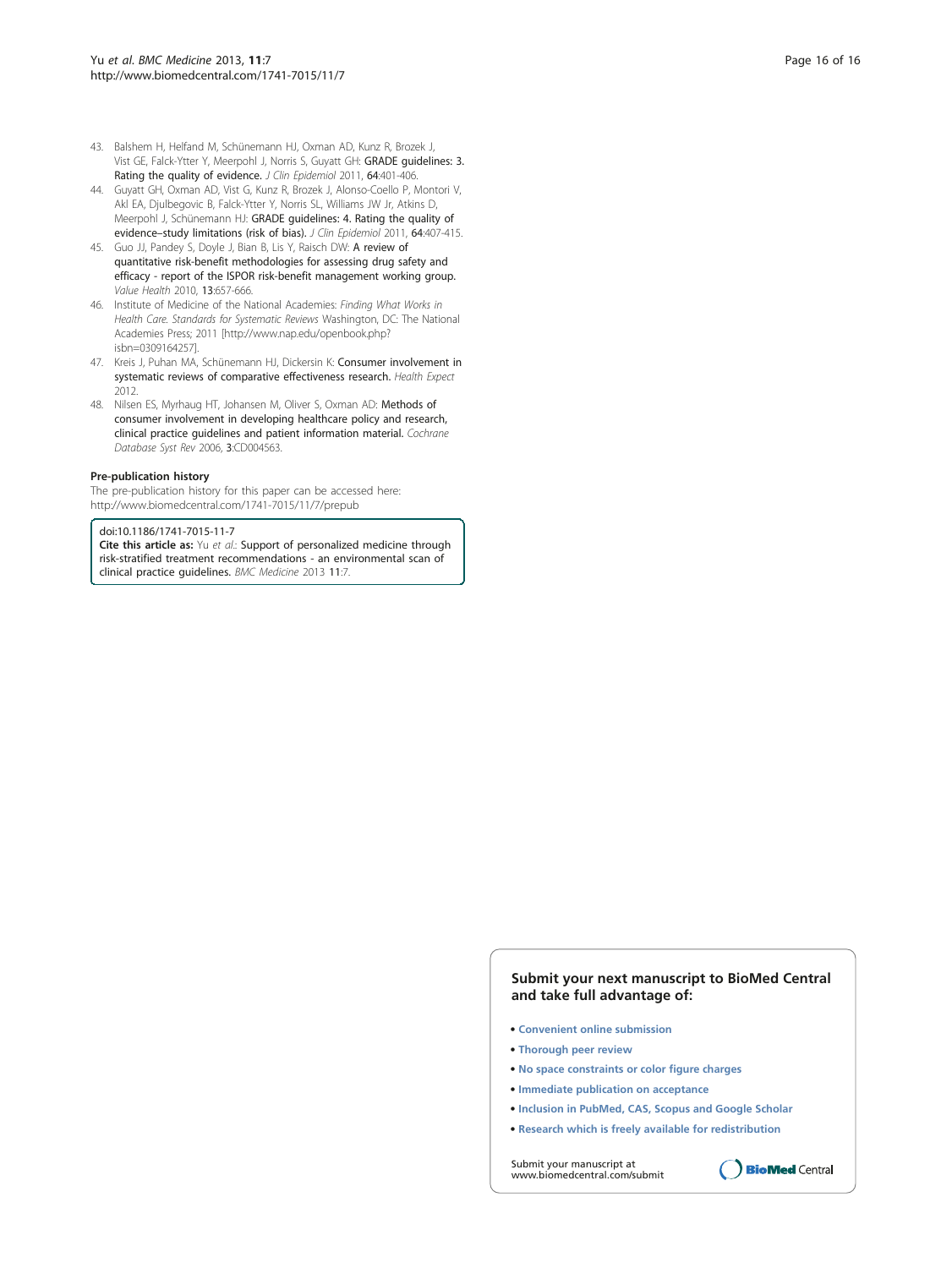43. Balshem H, Helfand M, Schünemann HJ, Oxman AD, Kunz R, Brozek J, Vist GE, Falck-Ytter Y, Meerpohl J, Norris S, Guyatt GH: **GRADE guidelines: 3. Rating the quality of evidence.** *J Clin Epidemiol* 2011, **64**:401-406.
44. Guyatt GH, Oxman AD, Vist G, Kunz R, Brozek J, Alonso-Coello P, Montori V, Akl EA, Djulbegovic B, Falck-Ytter Y, Norris SL, Williams JW Jr, Atkins D, Meerpohl J, Schünemann HJ: **GRADE guidelines: 4. Rating the quality of evidence–study limitations (risk of bias).** *J Clin Epidemiol* 2011, **64**:407-415.
45. Guo JJ, Pandey S, Doyle J, Bian B, Lis Y, Raisch DW: **A review of quantitative risk-benefit methodologies for assessing drug safety and efficacy - report of the ISPOR risk-benefit management working group.** *Value Health* 2010, **13**:657-666.
46. Institute of Medicine of the National Academies: *Finding What Works in Health Care. Standards for Systematic Reviews* Washington, DC: The National Academies Press; 2011 [http://www.nap.edu/openbook.php?isbn=0309164257].
47. Kreis J, Puhan MA, Schünemann HJ, Dickersin K: **Consumer involvement in systematic reviews of comparative effectiveness research.** *Health Expect* 2012.
48. Nilsen ES, Myrhaug HT, Johansen M, Oliver S, Oxman AD: **Methods of consumer involvement in developing healthcare policy and research, clinical practice guidelines and patient information material.** *Cochrane Database Syst Rev* 2006, **3**:CD004563.

**Pre-publication history**

The pre-publication history for this paper can be accessed here:
http://www.biomedcentral.com/1741-7015/11/7/prepub

doi:10.1186/1741-7015-11-7

**Cite this article as:** Yu *et al.*: Support of personalized medicine through risk-stratified treatment recommendations - an environmental scan of clinical practice guidelines. *BMC Medicine* 2013 **11**:7.

**Submit your next manuscript to BioMed Central and take full advantage of:**

- Convenient online submission
- Thorough peer review
- No space constraints or color figure charges
- Immediate publication on acceptance
- Inclusion in PubMed, CAS, Scopus and Google Scholar
- Research which is freely available for redistribution

Submit your manuscript at
www.biomedcentral.com/submit

BioMed Central